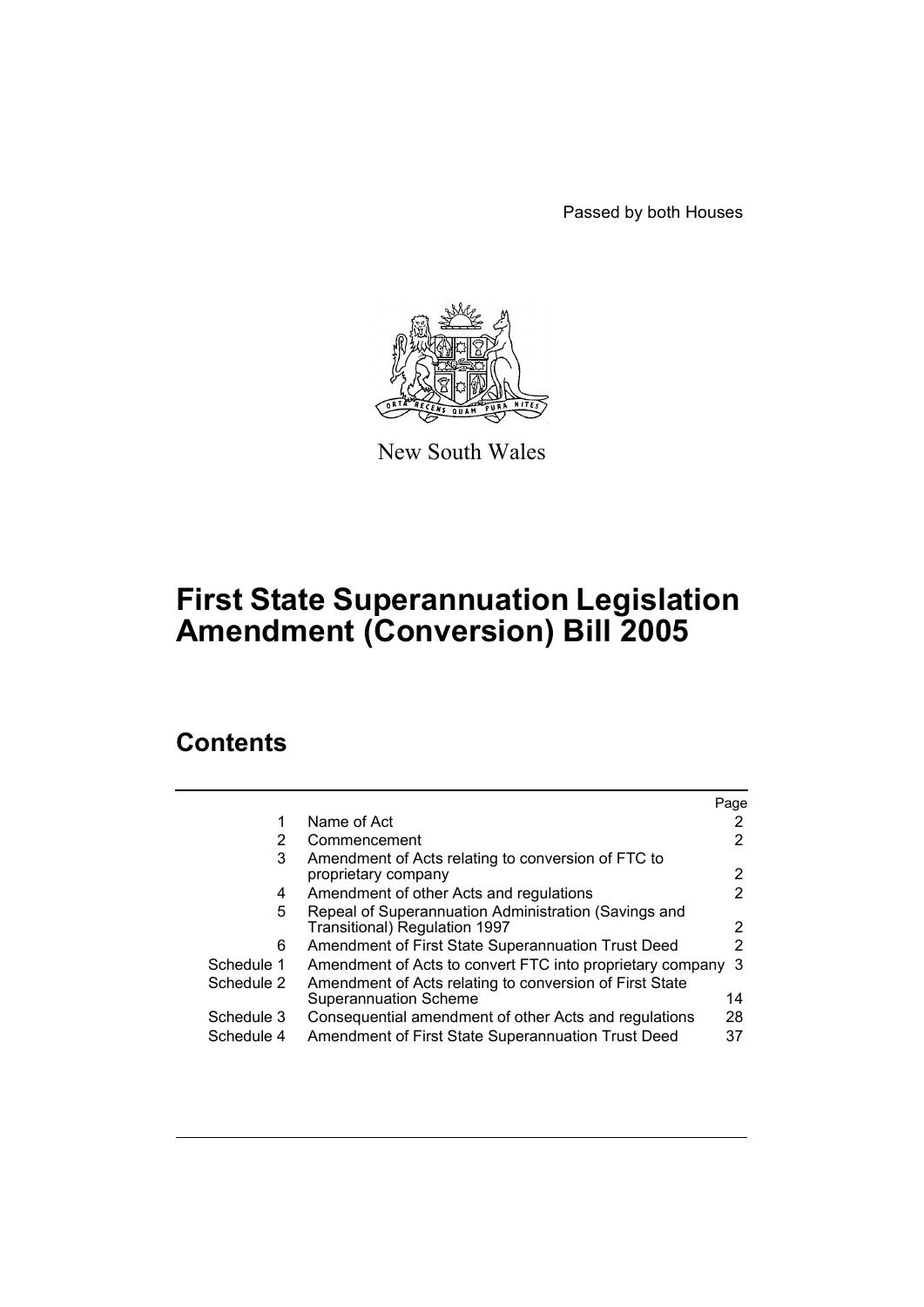Passed by both Houses

New South Wales

# First State Superannuation Legislation Amendment (Conversion) Bill 2005

## Contents

| | | Page |
|---|---|---|
| 1 | Name of Act | 2 |
| 2 | Commencement | 2 |
| 3 | Amendment of Acts relating to conversion of FTC to proprietary company | 2 |
| 4 | Amendment of other Acts and regulations | 2 |
| 5 | Repeal of Superannuation Administration (Savings and Transitional) Regulation 1997 | 2 |
| 6 | Amendment of First State Superannuation Trust Deed | 2 |
| Schedule 1 | Amendment of Acts to convert FTC into proprietary company | 3 |
| Schedule 2 | Amendment of Acts relating to conversion of First State Superannuation Scheme | 14 |
| Schedule 3 | Consequential amendment of other Acts and regulations | 28 |
| Schedule 4 | Amendment of First State Superannuation Trust Deed | 37 |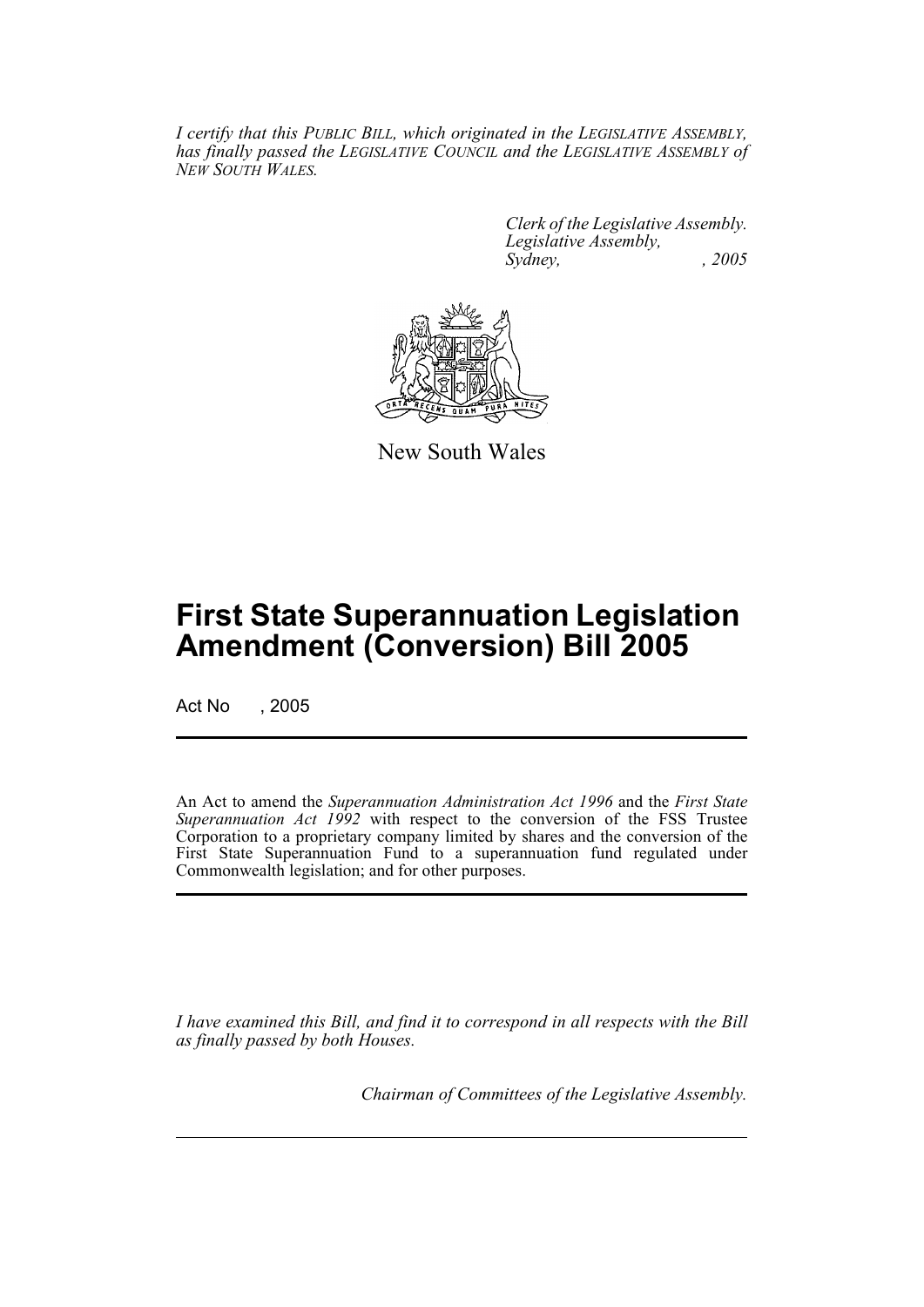*I certify that this PUBLIC BILL, which originated in the LEGISLATIVE ASSEMBLY, has finally passed the LEGISLATIVE COUNCIL and the LEGISLATIVE ASSEMBLY of NEW SOUTH WALES.*

*Clerk of the Legislative Assembly.*
*Legislative Assembly,*
*Sydney, , 2005*

New South Wales

# First State Superannuation Legislation Amendment (Conversion) Bill 2005

Act No , 2005

An Act to amend the *Superannuation Administration Act 1996* and the *First State Superannuation Act 1992* with respect to the conversion of the FSS Trustee Corporation to a proprietary company limited by shares and the conversion of the First State Superannuation Fund to a superannuation fund regulated under Commonwealth legislation; and for other purposes.

*I have examined this Bill, and find it to correspond in all respects with the Bill as finally passed by both Houses.*

*Chairman of Committees of the Legislative Assembly.*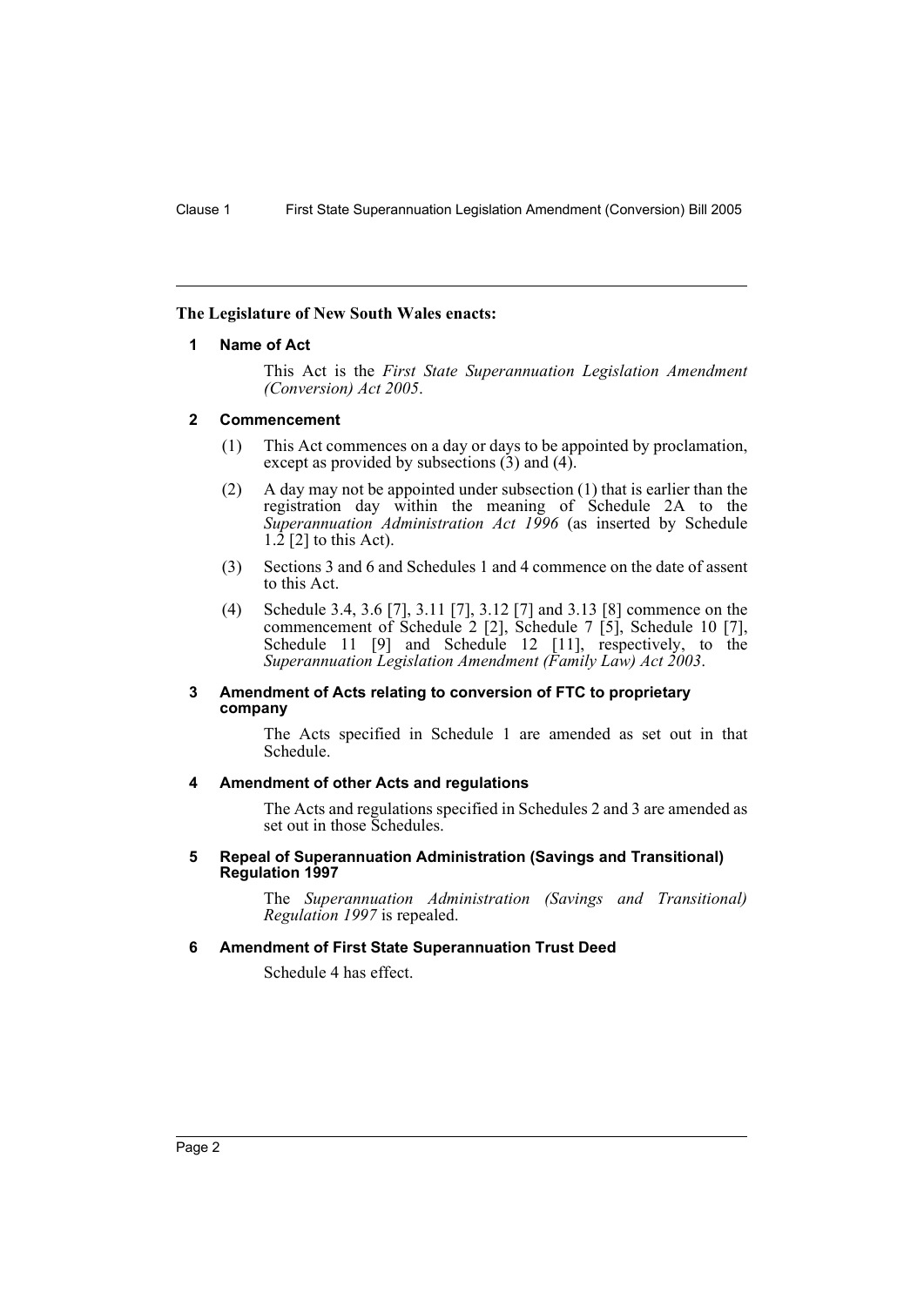**The Legislature of New South Wales enacts:**

#### 1 Name of Act

This Act is the *First State Superannuation Legislation Amendment (Conversion) Act 2005*.

#### 2 Commencement

(1) This Act commences on a day or days to be appointed by proclamation, except as provided by subsections (3) and (4).

(2) A day may not be appointed under subsection (1) that is earlier than the registration day within the meaning of Schedule 2A to the *Superannuation Administration Act 1996* (as inserted by Schedule 1.2 [2] to this Act).

(3) Sections 3 and 6 and Schedules 1 and 4 commence on the date of assent to this Act.

(4) Schedule 3.4, 3.6 [7], 3.11 [7], 3.12 [7] and 3.13 [8] commence on the commencement of Schedule 2 [2], Schedule 7 [5], Schedule 10 [7], Schedule 11 [9] and Schedule 12 [11], respectively, to the *Superannuation Legislation Amendment (Family Law) Act 2003*.

#### 3 Amendment of Acts relating to conversion of FTC to proprietary company

The Acts specified in Schedule 1 are amended as set out in that Schedule.

#### 4 Amendment of other Acts and regulations

The Acts and regulations specified in Schedules 2 and 3 are amended as set out in those Schedules.

#### 5 Repeal of Superannuation Administration (Savings and Transitional) Regulation 1997

The *Superannuation Administration (Savings and Transitional) Regulation 1997* is repealed.

#### 6 Amendment of First State Superannuation Trust Deed

Schedule 4 has effect.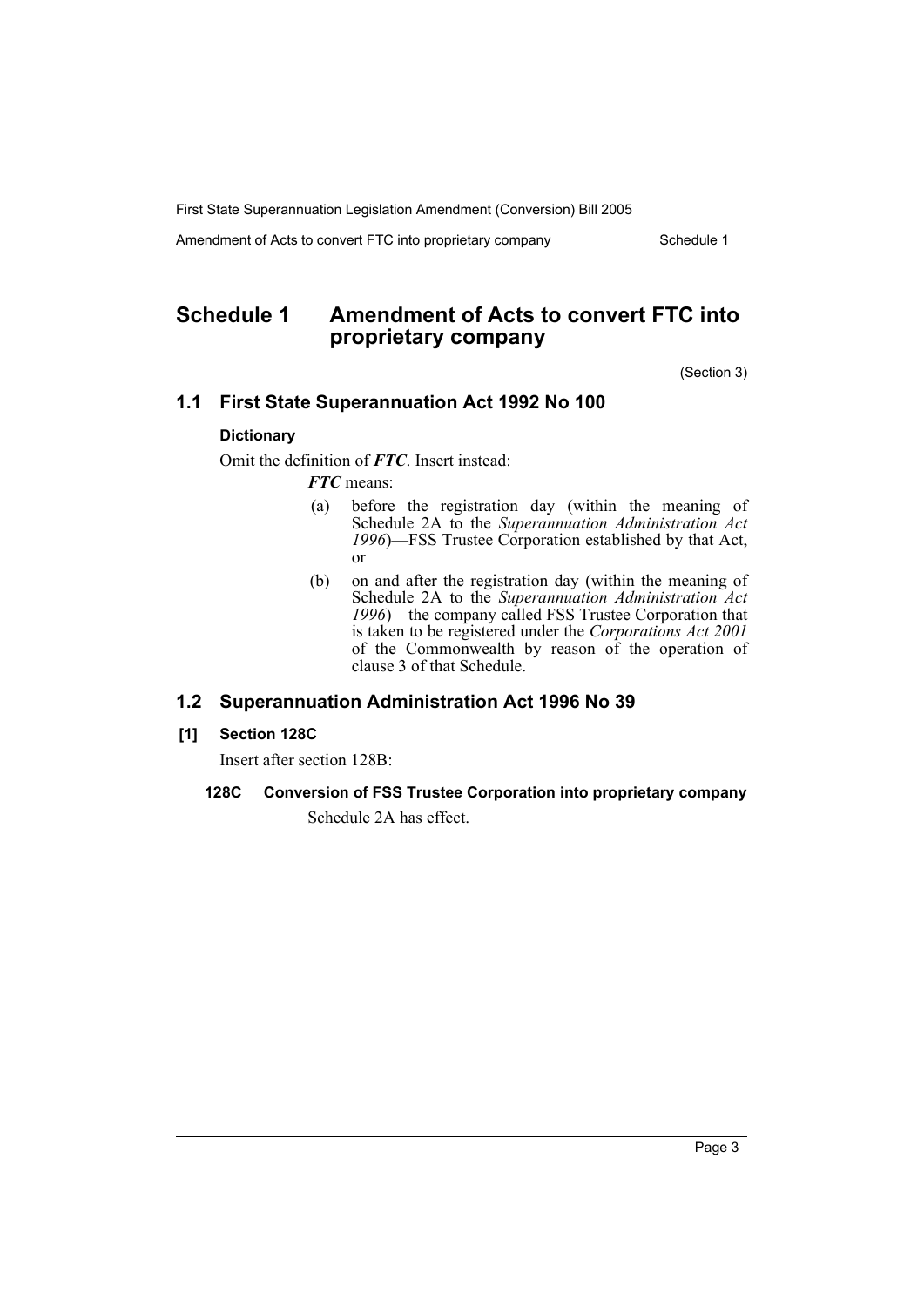# Schedule 1 Amendment of Acts to convert FTC into proprietary company

(Section 3)

## 1.1 First State Superannuation Act 1992 No 100

### Dictionary

Omit the definition of ***FTC***. Insert instead:

***FTC*** means:

(a) before the registration day (within the meaning of Schedule 2A to the *Superannuation Administration Act 1996*)—FSS Trustee Corporation established by that Act, or

(b) on and after the registration day (within the meaning of Schedule 2A to the *Superannuation Administration Act 1996*)—the company called FSS Trustee Corporation that is taken to be registered under the *Corporations Act 2001* of the Commonwealth by reason of the operation of clause 3 of that Schedule.

## 1.2 Superannuation Administration Act 1996 No 39

### [1] Section 128C

Insert after section 128B:

#### 128C Conversion of FSS Trustee Corporation into proprietary company

Schedule 2A has effect.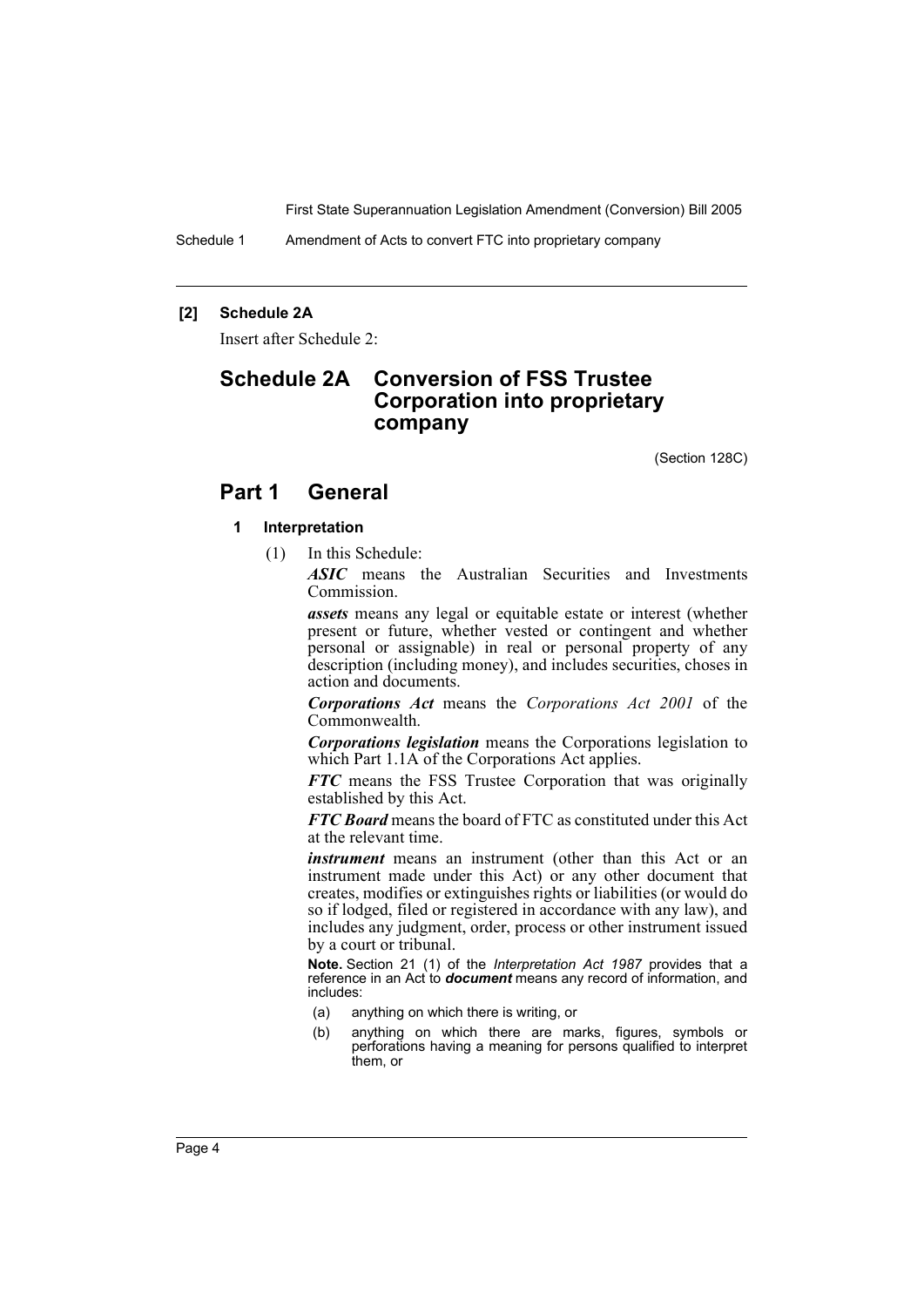**[2] Schedule 2A**

Insert after Schedule 2:

# Schedule 2A Conversion of FSS Trustee Corporation into proprietary company

(Section 128C)

## Part 1 General

### 1 Interpretation

(1) In this Schedule:

***ASIC*** means the Australian Securities and Investments Commission.

***assets*** means any legal or equitable estate or interest (whether present or future, whether vested or contingent and whether personal or assignable) in real or personal property of any description (including money), and includes securities, choses in action and documents.

***Corporations Act*** means the *Corporations Act 2001* of the Commonwealth.

***Corporations legislation*** means the Corporations legislation to which Part 1.1A of the Corporations Act applies.

***FTC*** means the FSS Trustee Corporation that was originally established by this Act.

***FTC Board*** means the board of FTC as constituted under this Act at the relevant time.

***instrument*** means an instrument (other than this Act or an instrument made under this Act) or any other document that creates, modifies or extinguishes rights or liabilities (or would do so if lodged, filed or registered in accordance with any law), and includes any judgment, order, process or other instrument issued by a court or tribunal.

**Note.** Section 21 (1) of the *Interpretation Act 1987* provides that a reference in an Act to ***document*** means any record of information, and includes:

(a) anything on which there is writing, or

(b) anything on which there are marks, figures, symbols or perforations having a meaning for persons qualified to interpret them, or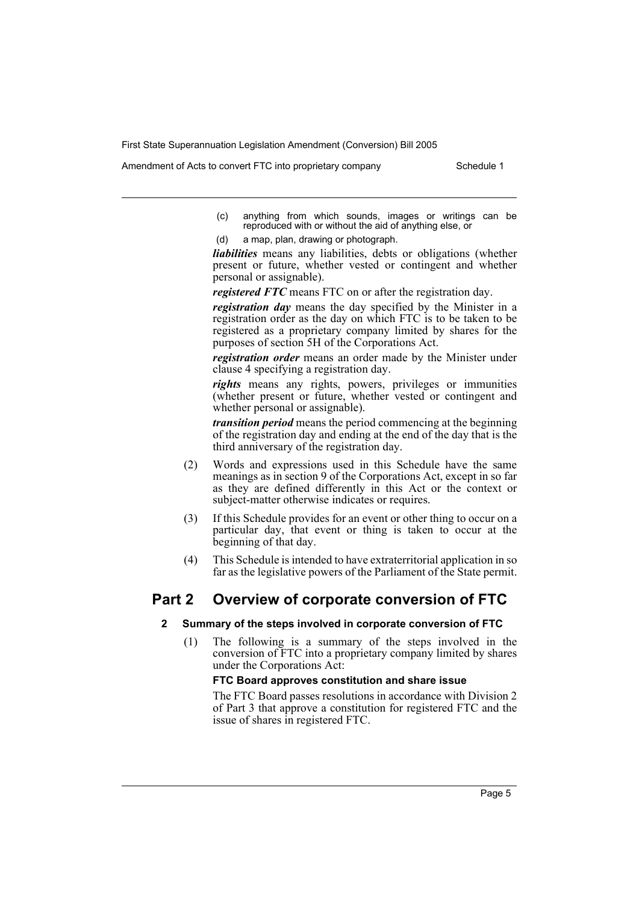(c) anything from which sounds, images or writings can be reproduced with or without the aid of anything else, or

(d) a map, plan, drawing or photograph.

***liabilities*** means any liabilities, debts or obligations (whether present or future, whether vested or contingent and whether personal or assignable).

***registered FTC*** means FTC on or after the registration day.

***registration day*** means the day specified by the Minister in a registration order as the day on which FTC is to be taken to be registered as a proprietary company limited by shares for the purposes of section 5H of the Corporations Act.

***registration order*** means an order made by the Minister under clause 4 specifying a registration day.

***rights*** means any rights, powers, privileges or immunities (whether present or future, whether vested or contingent and whether personal or assignable).

***transition period*** means the period commencing at the beginning of the registration day and ending at the end of the day that is the third anniversary of the registration day.

(2) Words and expressions used in this Schedule have the same meanings as in section 9 of the Corporations Act, except in so far as they are defined differently in this Act or the context or subject-matter otherwise indicates or requires.

(3) If this Schedule provides for an event or other thing to occur on a particular day, that event or thing is taken to occur at the beginning of that day.

(4) This Schedule is intended to have extraterritorial application in so far as the legislative powers of the Parliament of the State permit.

## Part 2 Overview of corporate conversion of FTC

### 2 Summary of the steps involved in corporate conversion of FTC

(1) The following is a summary of the steps involved in the conversion of FTC into a proprietary company limited by shares under the Corporations Act:

**FTC Board approves constitution and share issue**

The FTC Board passes resolutions in accordance with Division 2 of Part 3 that approve a constitution for registered FTC and the issue of shares in registered FTC.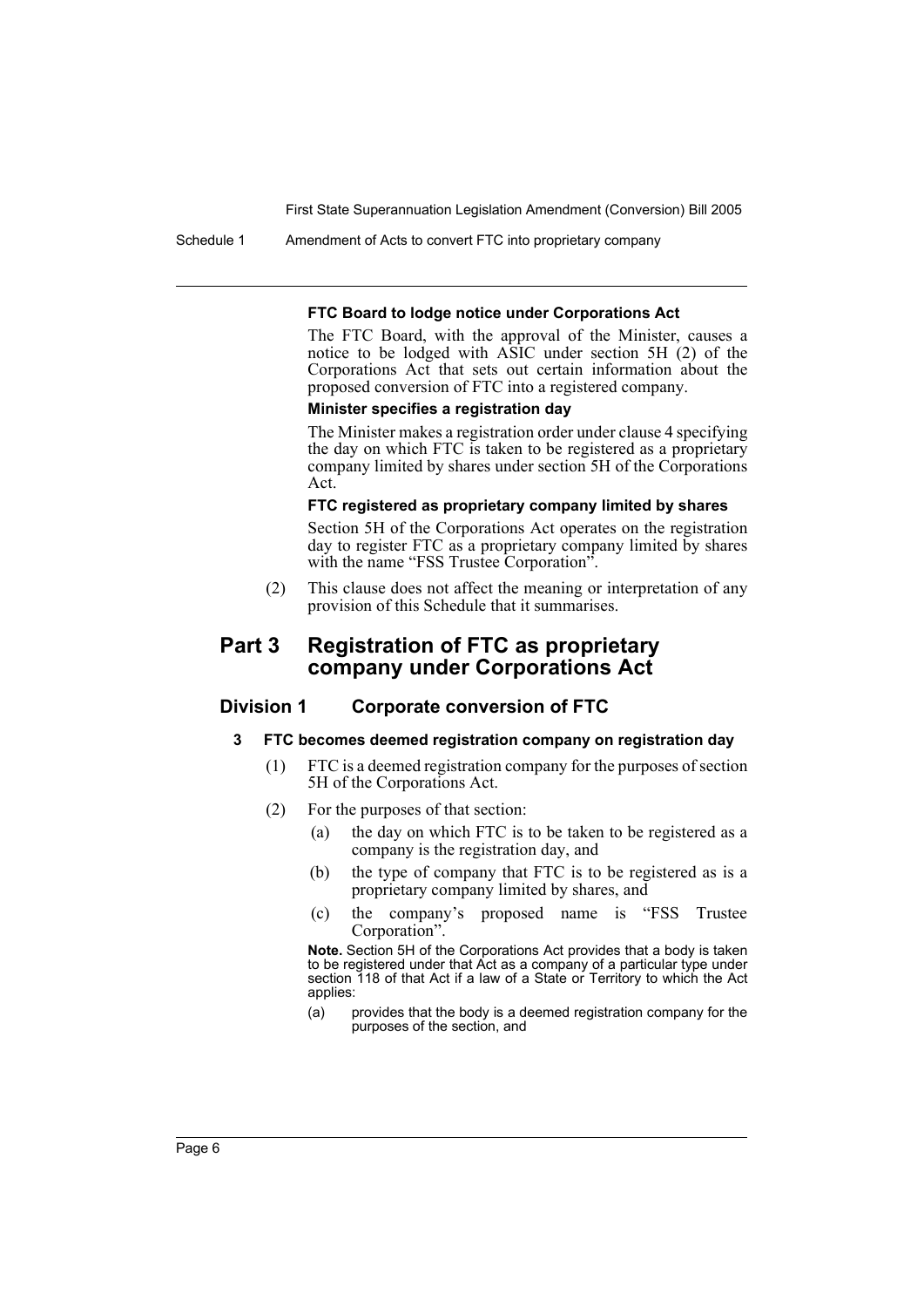**FTC Board to lodge notice under Corporations Act**

The FTC Board, with the approval of the Minister, causes a notice to be lodged with ASIC under section 5H (2) of the Corporations Act that sets out certain information about the proposed conversion of FTC into a registered company.

**Minister specifies a registration day**

The Minister makes a registration order under clause 4 specifying the day on which FTC is taken to be registered as a proprietary company limited by shares under section 5H of the Corporations Act.

**FTC registered as proprietary company limited by shares**

Section 5H of the Corporations Act operates on the registration day to register FTC as a proprietary company limited by shares with the name "FSS Trustee Corporation".

(2) This clause does not affect the meaning or interpretation of any provision of this Schedule that it summarises.

## Part 3 Registration of FTC as proprietary company under Corporations Act

### Division 1 Corporate conversion of FTC

#### 3 FTC becomes deemed registration company on registration day

(1) FTC is a deemed registration company for the purposes of section 5H of the Corporations Act.

(2) For the purposes of that section:

(a) the day on which FTC is to be taken to be registered as a company is the registration day, and

(b) the type of company that FTC is to be registered as is a proprietary company limited by shares, and

(c) the company's proposed name is "FSS Trustee Corporation".

**Note.** Section 5H of the Corporations Act provides that a body is taken to be registered under that Act as a company of a particular type under section 118 of that Act if a law of a State or Territory to which the Act applies:

(a) provides that the body is a deemed registration company for the purposes of the section, and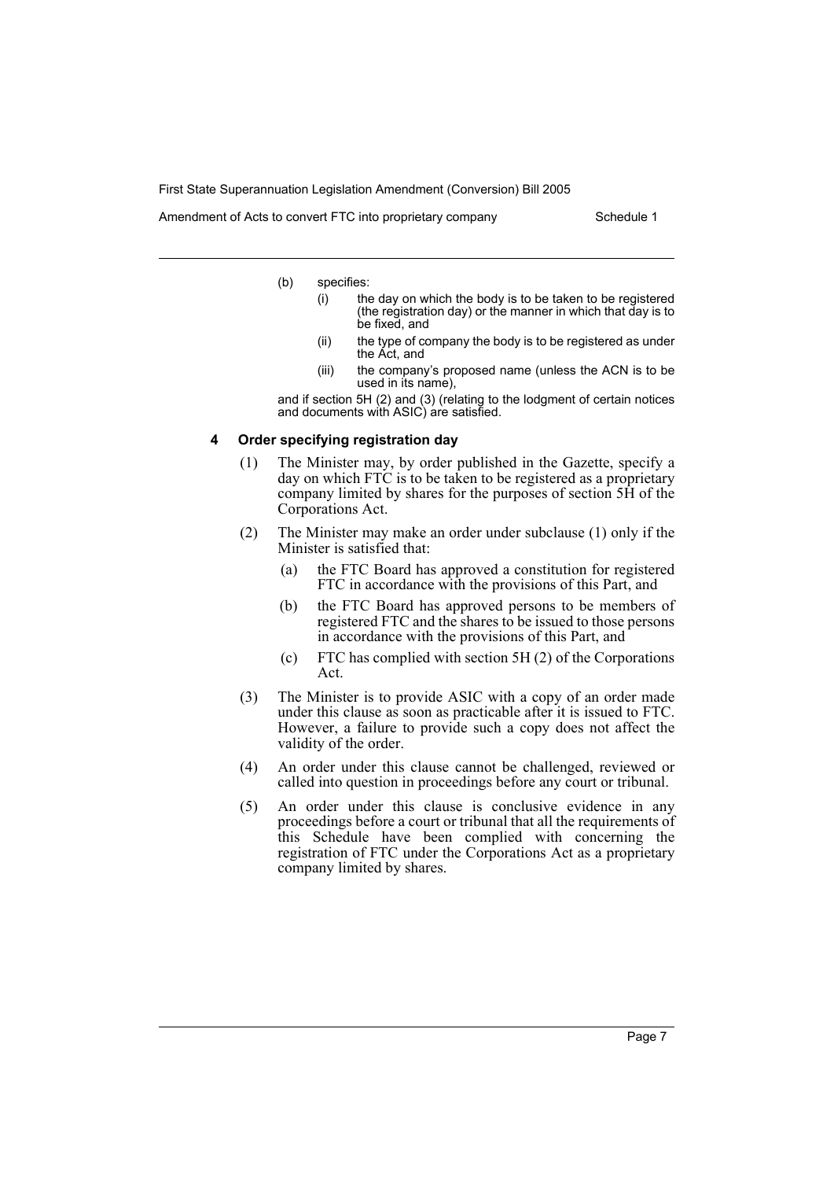(b) specifies:

  (i) the day on which the body is to be taken to be registered (the registration day) or the manner in which that day is to be fixed, and

  (ii) the type of company the body is to be registered as under the Act, and

  (iii) the company's proposed name (unless the ACN is to be used in its name),

and if section 5H (2) and (3) (relating to the lodgment of certain notices and documents with ASIC) are satisfied.

#### 4 Order specifying registration day

(1) The Minister may, by order published in the Gazette, specify a day on which FTC is to be taken to be registered as a proprietary company limited by shares for the purposes of section 5H of the Corporations Act.

(2) The Minister may make an order under subclause (1) only if the Minister is satisfied that:

  (a) the FTC Board has approved a constitution for registered FTC in accordance with the provisions of this Part, and

  (b) the FTC Board has approved persons to be members of registered FTC and the shares to be issued to those persons in accordance with the provisions of this Part, and

  (c) FTC has complied with section 5H (2) of the Corporations Act.

(3) The Minister is to provide ASIC with a copy of an order made under this clause as soon as practicable after it is issued to FTC. However, a failure to provide such a copy does not affect the validity of the order.

(4) An order under this clause cannot be challenged, reviewed or called into question in proceedings before any court or tribunal.

(5) An order under this clause is conclusive evidence in any proceedings before a court or tribunal that all the requirements of this Schedule have been complied with concerning the registration of FTC under the Corporations Act as a proprietary company limited by shares.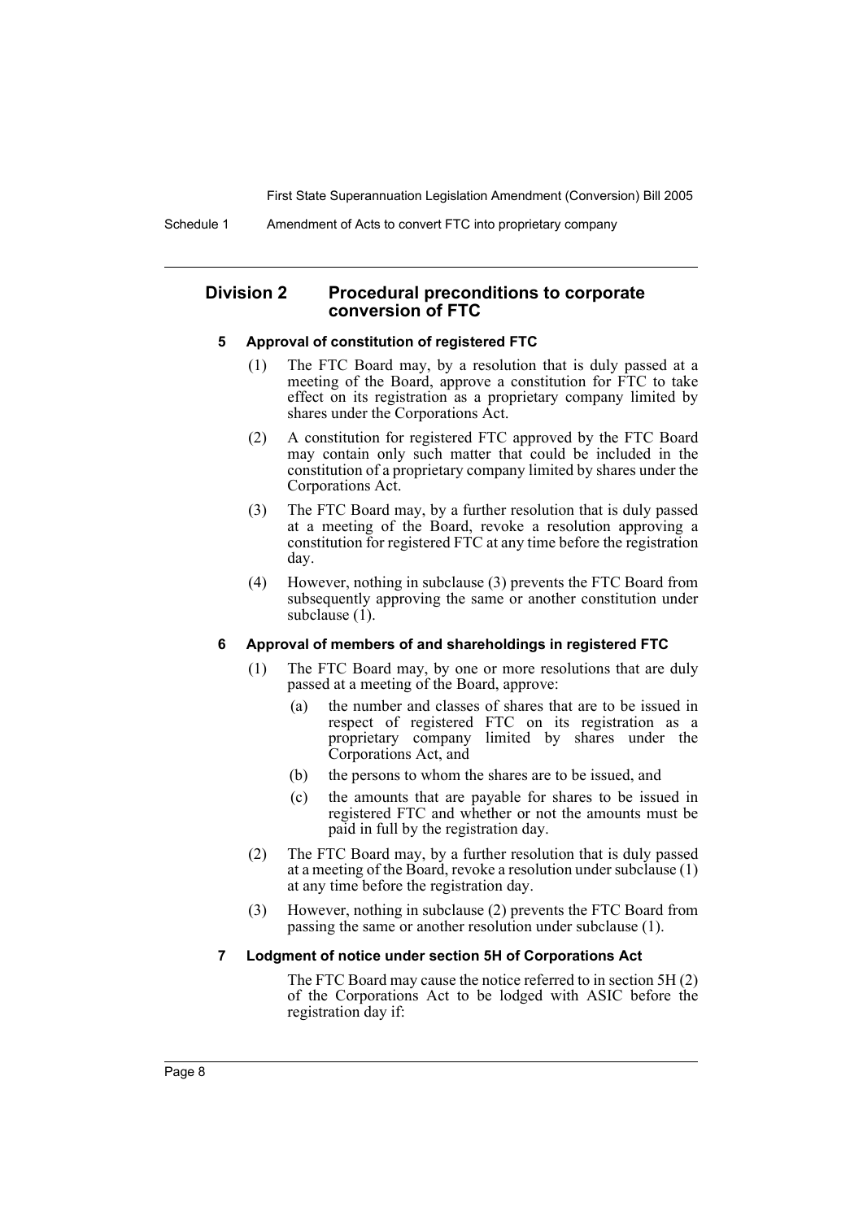## Division 2 Procedural preconditions to corporate conversion of FTC

### 5 Approval of constitution of registered FTC

(1) The FTC Board may, by a resolution that is duly passed at a meeting of the Board, approve a constitution for FTC to take effect on its registration as a proprietary company limited by shares under the Corporations Act.

(2) A constitution for registered FTC approved by the FTC Board may contain only such matter that could be included in the constitution of a proprietary company limited by shares under the Corporations Act.

(3) The FTC Board may, by a further resolution that is duly passed at a meeting of the Board, revoke a resolution approving a constitution for registered FTC at any time before the registration day.

(4) However, nothing in subclause (3) prevents the FTC Board from subsequently approving the same or another constitution under subclause (1).

### 6 Approval of members of and shareholdings in registered FTC

(1) The FTC Board may, by one or more resolutions that are duly passed at a meeting of the Board, approve:

- (a) the number and classes of shares that are to be issued in respect of registered FTC on its registration as a proprietary company limited by shares under the Corporations Act, and
- (b) the persons to whom the shares are to be issued, and
- (c) the amounts that are payable for shares to be issued in registered FTC and whether or not the amounts must be paid in full by the registration day.

(2) The FTC Board may, by a further resolution that is duly passed at a meeting of the Board, revoke a resolution under subclause (1) at any time before the registration day.

(3) However, nothing in subclause (2) prevents the FTC Board from passing the same or another resolution under subclause (1).

### 7 Lodgment of notice under section 5H of Corporations Act

The FTC Board may cause the notice referred to in section 5H (2) of the Corporations Act to be lodged with ASIC before the registration day if: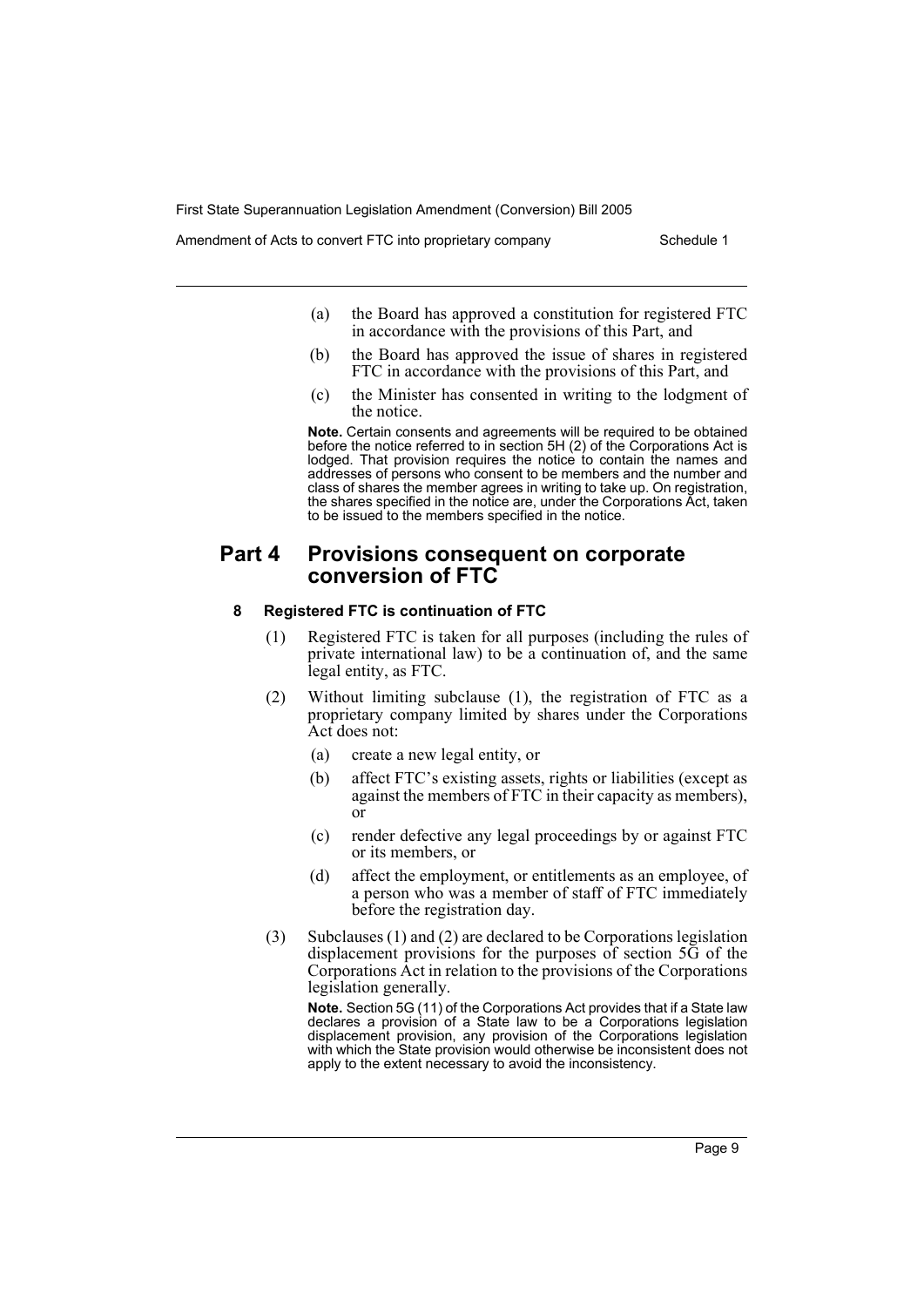(a) the Board has approved a constitution for registered FTC in accordance with the provisions of this Part, and

(b) the Board has approved the issue of shares in registered FTC in accordance with the provisions of this Part, and

(c) the Minister has consented in writing to the lodgment of the notice.

**Note.** Certain consents and agreements will be required to be obtained before the notice referred to in section 5H (2) of the Corporations Act is lodged. That provision requires the notice to contain the names and addresses of persons who consent to be members and the number and class of shares the member agrees in writing to take up. On registration, the shares specified in the notice are, under the Corporations Act, taken to be issued to the members specified in the notice.

## Part 4 Provisions consequent on corporate conversion of FTC

### 8 Registered FTC is continuation of FTC

(1) Registered FTC is taken for all purposes (including the rules of private international law) to be a continuation of, and the same legal entity, as FTC.

(2) Without limiting subclause (1), the registration of FTC as a proprietary company limited by shares under the Corporations Act does not:

(a) create a new legal entity, or

(b) affect FTC's existing assets, rights or liabilities (except as against the members of FTC in their capacity as members), or

(c) render defective any legal proceedings by or against FTC or its members, or

(d) affect the employment, or entitlements as an employee, of a person who was a member of staff of FTC immediately before the registration day.

(3) Subclauses (1) and (2) are declared to be Corporations legislation displacement provisions for the purposes of section 5G of the Corporations Act in relation to the provisions of the Corporations legislation generally.

**Note.** Section 5G (11) of the Corporations Act provides that if a State law declares a provision of a State law to be a Corporations legislation displacement provision, any provision of the Corporations legislation with which the State provision would otherwise be inconsistent does not apply to the extent necessary to avoid the inconsistency.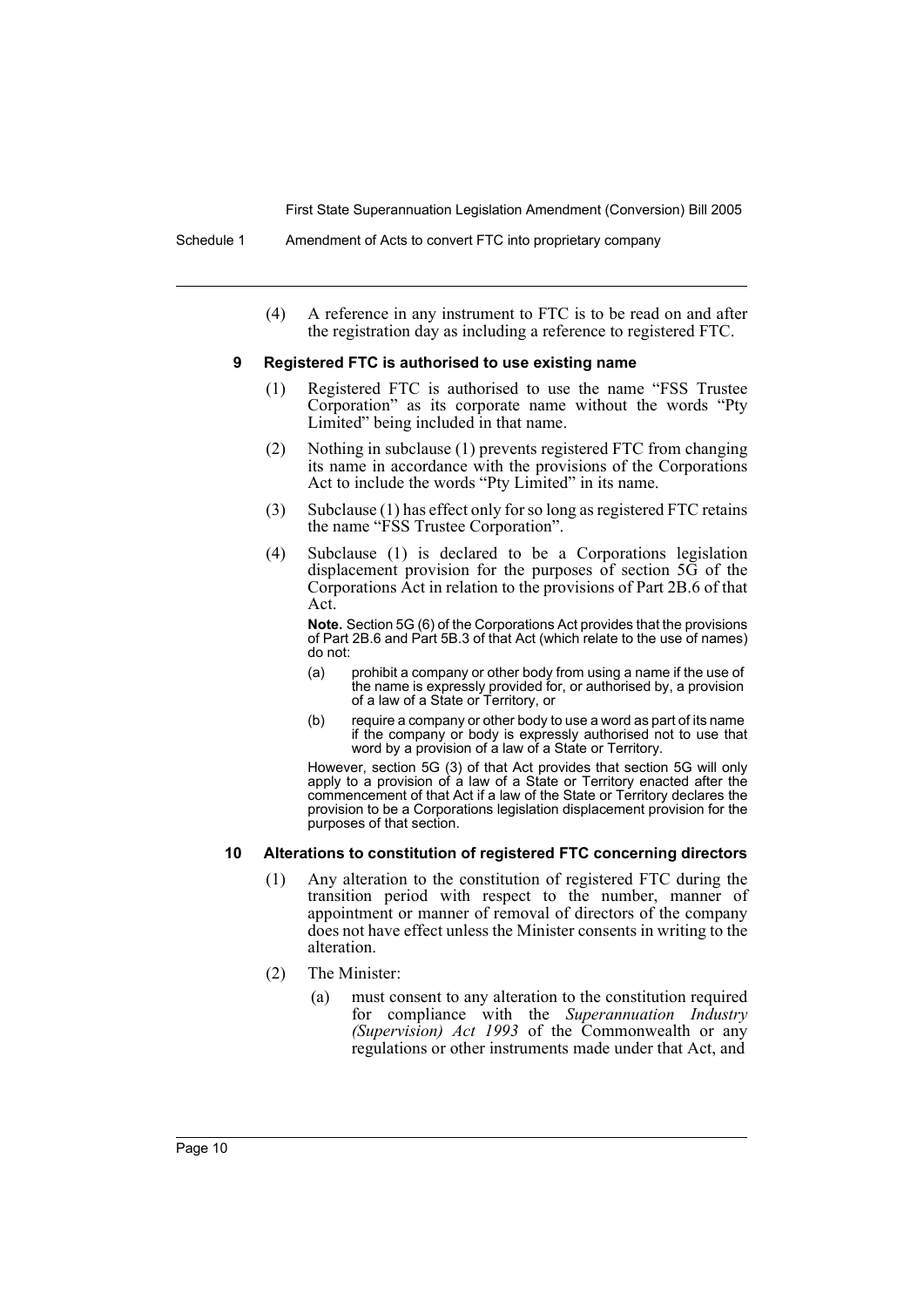(4) A reference in any instrument to FTC is to be read on and after the registration day as including a reference to registered FTC.

### 9 Registered FTC is authorised to use existing name

(1) Registered FTC is authorised to use the name "FSS Trustee Corporation" as its corporate name without the words "Pty Limited" being included in that name.

(2) Nothing in subclause (1) prevents registered FTC from changing its name in accordance with the provisions of the Corporations Act to include the words "Pty Limited" in its name.

(3) Subclause (1) has effect only for so long as registered FTC retains the name "FSS Trustee Corporation".

(4) Subclause (1) is declared to be a Corporations legislation displacement provision for the purposes of section 5G of the Corporations Act in relation to the provisions of Part 2B.6 of that Act.

**Note.** Section 5G (6) of the Corporations Act provides that the provisions of Part 2B.6 and Part 5B.3 of that Act (which relate to the use of names) do not:

(a) prohibit a company or other body from using a name if the use of the name is expressly provided for, or authorised by, a provision of a law of a State or Territory, or

(b) require a company or other body to use a word as part of its name if the company or body is expressly authorised not to use that word by a provision of a law of a State or Territory.

However, section 5G (3) of that Act provides that section 5G will only apply to a provision of a law of a State or Territory enacted after the commencement of that Act if a law of the State or Territory declares the provision to be a Corporations legislation displacement provision for the purposes of that section.

### 10 Alterations to constitution of registered FTC concerning directors

(1) Any alteration to the constitution of registered FTC during the transition period with respect to the number, manner of appointment or manner of removal of directors of the company does not have effect unless the Minister consents in writing to the alteration.

(2) The Minister:

(a) must consent to any alteration to the constitution required for compliance with the *Superannuation Industry (Supervision) Act 1993* of the Commonwealth or any regulations or other instruments made under that Act, and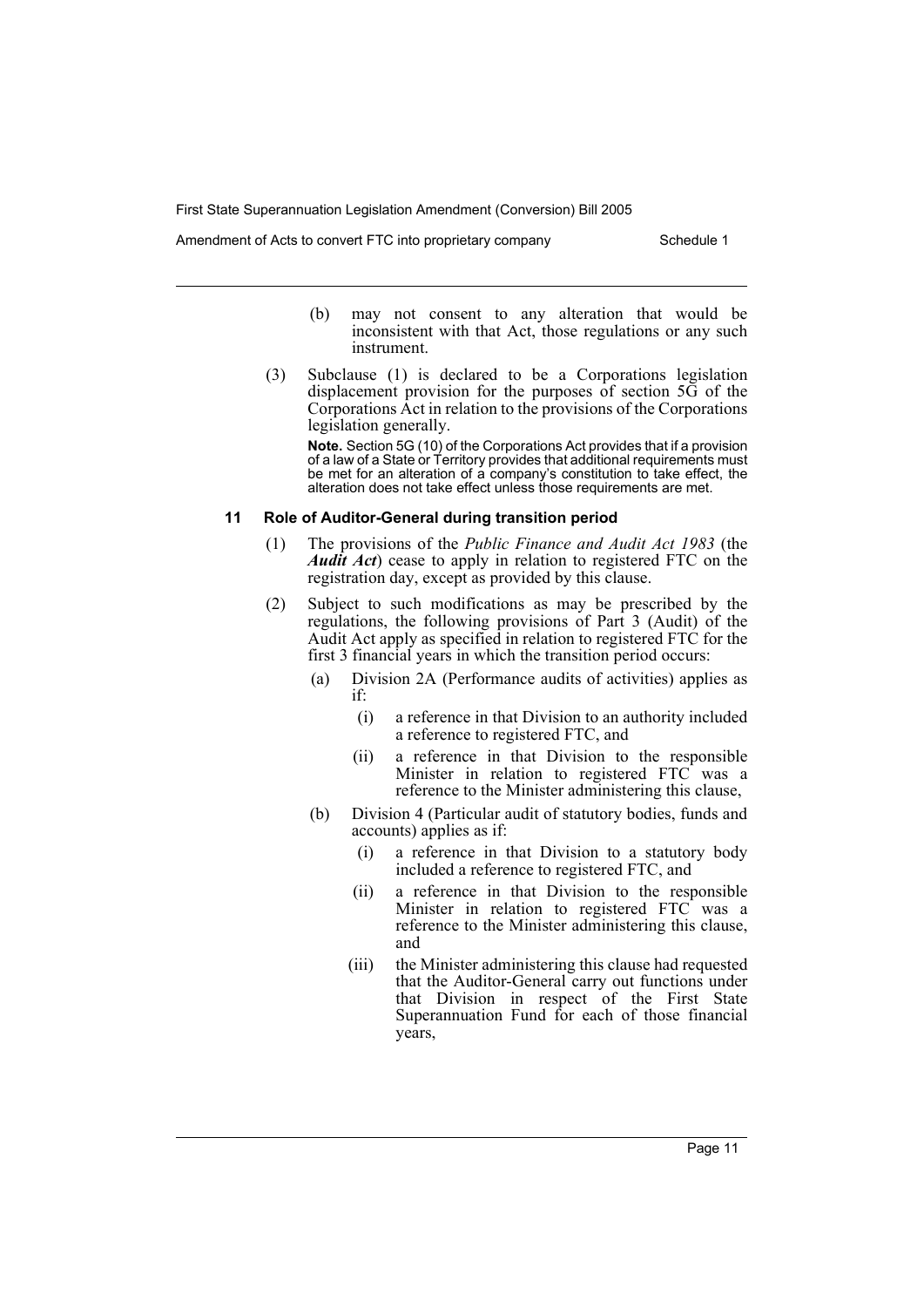(b) may not consent to any alteration that would be inconsistent with that Act, those regulations or any such instrument.

(3) Subclause (1) is declared to be a Corporations legislation displacement provision for the purposes of section 5G of the Corporations Act in relation to the provisions of the Corporations legislation generally.

**Note.** Section 5G (10) of the Corporations Act provides that if a provision of a law of a State or Territory provides that additional requirements must be met for an alteration of a company's constitution to take effect, the alteration does not take effect unless those requirements are met.

### 11 Role of Auditor-General during transition period

(1) The provisions of the *Public Finance and Audit Act 1983* (the ***Audit Act***) cease to apply in relation to registered FTC on the registration day, except as provided by this clause.

(2) Subject to such modifications as may be prescribed by the regulations, the following provisions of Part 3 (Audit) of the Audit Act apply as specified in relation to registered FTC for the first 3 financial years in which the transition period occurs:

- (a) Division 2A (Performance audits of activities) applies as if:
  - (i) a reference in that Division to an authority included a reference to registered FTC, and
  - (ii) a reference in that Division to the responsible Minister in relation to registered FTC was a reference to the Minister administering this clause,
- (b) Division 4 (Particular audit of statutory bodies, funds and accounts) applies as if:
  - (i) a reference in that Division to a statutory body included a reference to registered FTC, and
  - (ii) a reference in that Division to the responsible Minister in relation to registered FTC was a reference to the Minister administering this clause, and
  - (iii) the Minister administering this clause had requested that the Auditor-General carry out functions under that Division in respect of the First State Superannuation Fund for each of those financial years,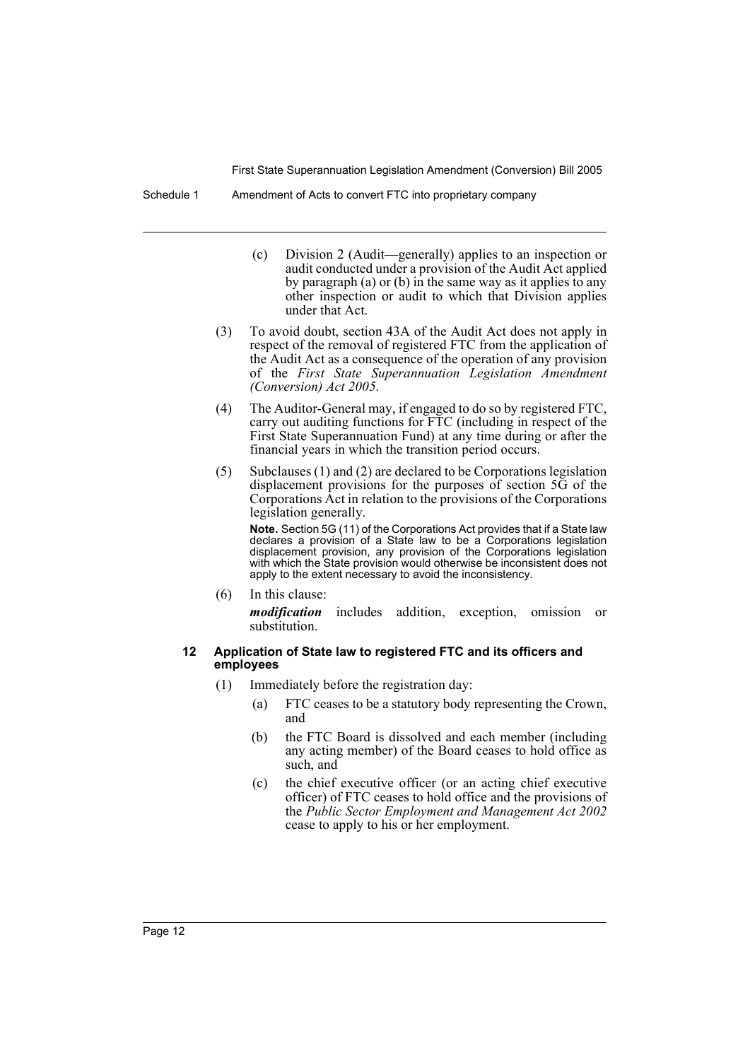(c) Division 2 (Audit—generally) applies to an inspection or audit conducted under a provision of the Audit Act applied by paragraph (a) or (b) in the same way as it applies to any other inspection or audit to which that Division applies under that Act.

(3) To avoid doubt, section 43A of the Audit Act does not apply in respect of the removal of registered FTC from the application of the Audit Act as a consequence of the operation of any provision of the *First State Superannuation Legislation Amendment (Conversion) Act 2005*.

(4) The Auditor-General may, if engaged to do so by registered FTC, carry out auditing functions for FTC (including in respect of the First State Superannuation Fund) at any time during or after the financial years in which the transition period occurs.

(5) Subclauses (1) and (2) are declared to be Corporations legislation displacement provisions for the purposes of section 5G of the Corporations Act in relation to the provisions of the Corporations legislation generally.

**Note.** Section 5G (11) of the Corporations Act provides that if a State law declares a provision of a State law to be a Corporations legislation displacement provision, any provision of the Corporations legislation with which the State provision would otherwise be inconsistent does not apply to the extent necessary to avoid the inconsistency.

(6) In this clause:

***modification*** includes addition, exception, omission or substitution.

#### 12 Application of State law to registered FTC and its officers and employees

(1) Immediately before the registration day:

(a) FTC ceases to be a statutory body representing the Crown, and

(b) the FTC Board is dissolved and each member (including any acting member) of the Board ceases to hold office as such, and

(c) the chief executive officer (or an acting chief executive officer) of FTC ceases to hold office and the provisions of the *Public Sector Employment and Management Act 2002* cease to apply to his or her employment.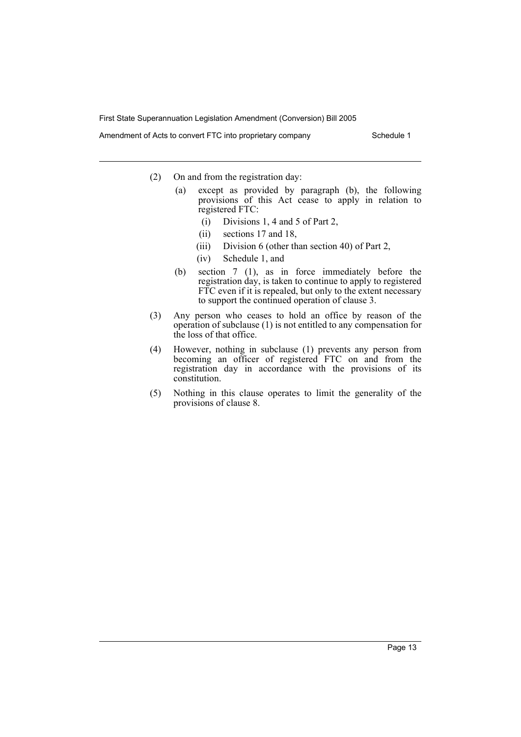(2) On and from the registration day:

(a) except as provided by paragraph (b), the following provisions of this Act cease to apply in relation to registered FTC:

(i) Divisions 1, 4 and 5 of Part 2,

(ii) sections 17 and 18,

(iii) Division 6 (other than section 40) of Part 2,

(iv) Schedule 1, and

(b) section 7 (1), as in force immediately before the registration day, is taken to continue to apply to registered FTC even if it is repealed, but only to the extent necessary to support the continued operation of clause 3.

(3) Any person who ceases to hold an office by reason of the operation of subclause (1) is not entitled to any compensation for the loss of that office.

(4) However, nothing in subclause (1) prevents any person from becoming an officer of registered FTC on and from the registration day in accordance with the provisions of its constitution.

(5) Nothing in this clause operates to limit the generality of the provisions of clause 8.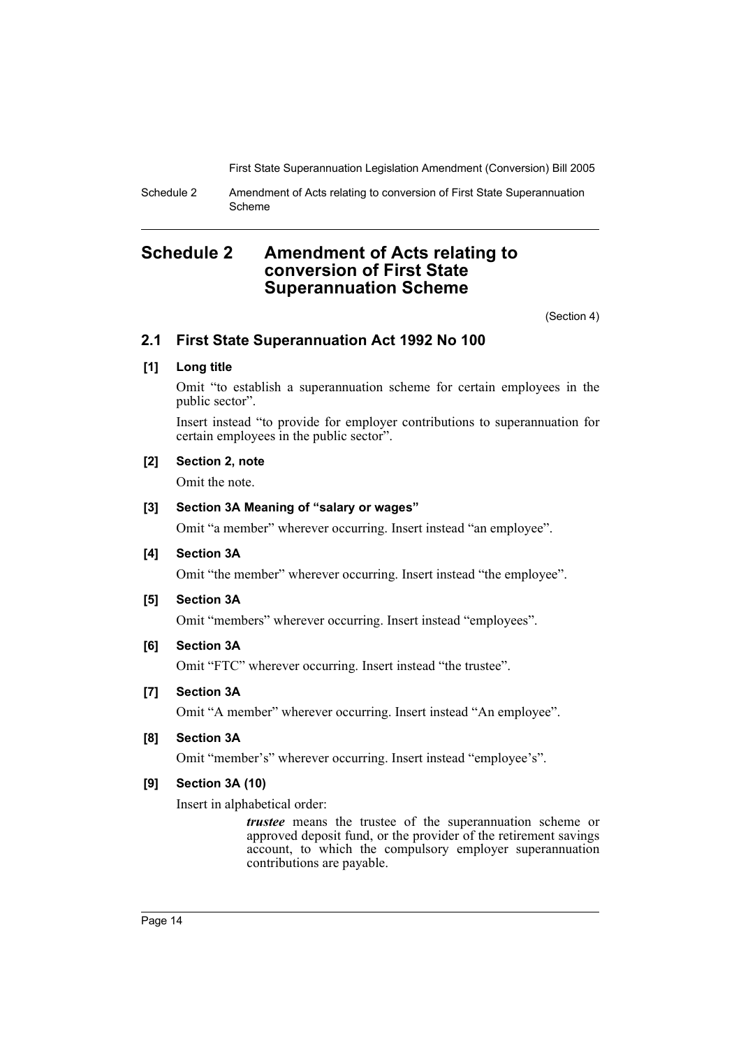# Schedule 2 Amendment of Acts relating to conversion of First State Superannuation Scheme

(Section 4)

## 2.1 First State Superannuation Act 1992 No 100

### [1] Long title

Omit "to establish a superannuation scheme for certain employees in the public sector".

Insert instead "to provide for employer contributions to superannuation for certain employees in the public sector".

### [2] Section 2, note

Omit the note.

### [3] Section 3A Meaning of "salary or wages"

Omit "a member" wherever occurring. Insert instead "an employee".

### [4] Section 3A

Omit "the member" wherever occurring. Insert instead "the employee".

### [5] Section 3A

Omit "members" wherever occurring. Insert instead "employees".

### [6] Section 3A

Omit "FTC" wherever occurring. Insert instead "the trustee".

### [7] Section 3A

Omit "A member" wherever occurring. Insert instead "An employee".

### [8] Section 3A

Omit "member's" wherever occurring. Insert instead "employee's".

### [9] Section 3A (10)

Insert in alphabetical order:

> ***trustee*** means the trustee of the superannuation scheme or approved deposit fund, or the provider of the retirement savings account, to which the compulsory employer superannuation contributions are payable.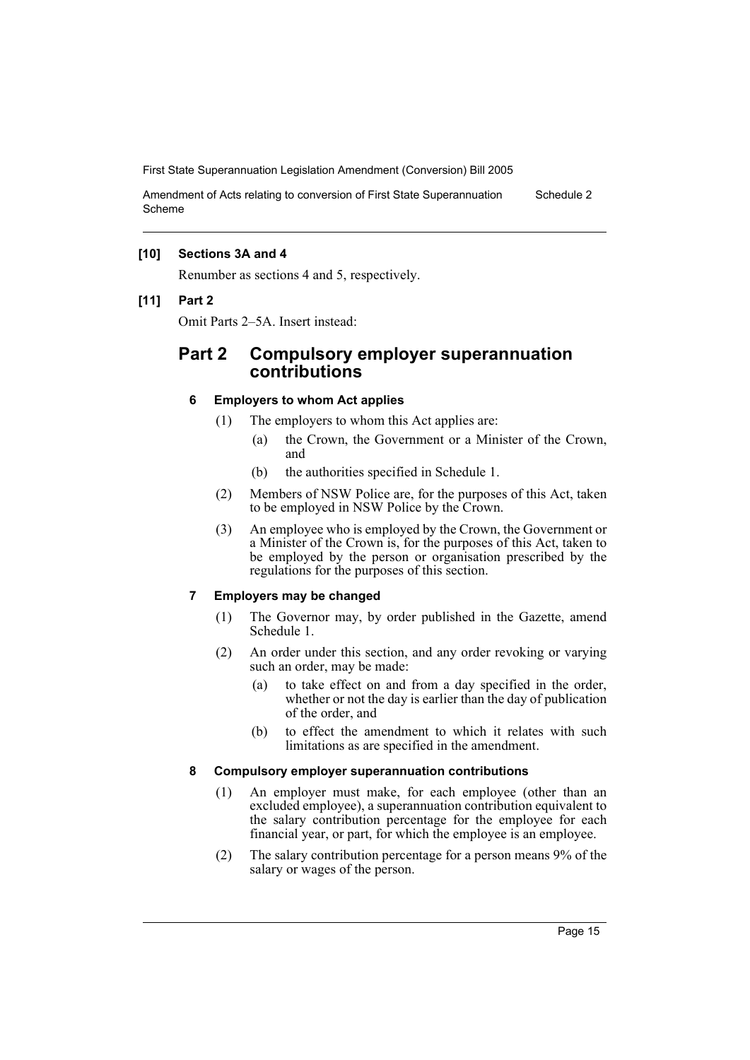**[10] Sections 3A and 4**

Renumber as sections 4 and 5, respectively.

**[11] Part 2**

Omit Parts 2–5A. Insert instead:

## Part 2 Compulsory employer superannuation contributions

### 6 Employers to whom Act applies

(1) The employers to whom this Act applies are:

- (a) the Crown, the Government or a Minister of the Crown, and
- (b) the authorities specified in Schedule 1.

(2) Members of NSW Police are, for the purposes of this Act, taken to be employed in NSW Police by the Crown.

(3) An employee who is employed by the Crown, the Government or a Minister of the Crown is, for the purposes of this Act, taken to be employed by the person or organisation prescribed by the regulations for the purposes of this section.

### 7 Employers may be changed

(1) The Governor may, by order published in the Gazette, amend Schedule 1.

(2) An order under this section, and any order revoking or varying such an order, may be made:

- (a) to take effect on and from a day specified in the order, whether or not the day is earlier than the day of publication of the order, and
- (b) to effect the amendment to which it relates with such limitations as are specified in the amendment.

### 8 Compulsory employer superannuation contributions

(1) An employer must make, for each employee (other than an excluded employee), a superannuation contribution equivalent to the salary contribution percentage for the employee for each financial year, or part, for which the employee is an employee.

(2) The salary contribution percentage for a person means 9% of the salary or wages of the person.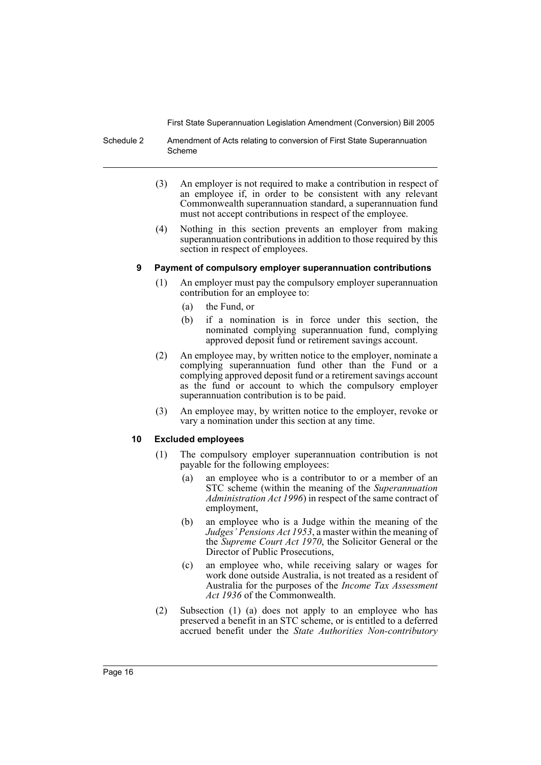(3) An employer is not required to make a contribution in respect of an employee if, in order to be consistent with any relevant Commonwealth superannuation standard, a superannuation fund must not accept contributions in respect of the employee.

(4) Nothing in this section prevents an employer from making superannuation contributions in addition to those required by this section in respect of employees.

#### 9 Payment of compulsory employer superannuation contributions

(1) An employer must pay the compulsory employer superannuation contribution for an employee to:

- (a) the Fund, or
- (b) if a nomination is in force under this section, the nominated complying superannuation fund, complying approved deposit fund or retirement savings account.

(2) An employee may, by written notice to the employer, nominate a complying superannuation fund other than the Fund or a complying approved deposit fund or a retirement savings account as the fund or account to which the compulsory employer superannuation contribution is to be paid.

(3) An employee may, by written notice to the employer, revoke or vary a nomination under this section at any time.

#### 10 Excluded employees

(1) The compulsory employer superannuation contribution is not payable for the following employees:

- (a) an employee who is a contributor to or a member of an STC scheme (within the meaning of the *Superannuation Administration Act 1996*) in respect of the same contract of employment,
- (b) an employee who is a Judge within the meaning of the *Judges' Pensions Act 1953*, a master within the meaning of the *Supreme Court Act 1970*, the Solicitor General or the Director of Public Prosecutions,
- (c) an employee who, while receiving salary or wages for work done outside Australia, is not treated as a resident of Australia for the purposes of the *Income Tax Assessment Act 1936* of the Commonwealth.

(2) Subsection (1) (a) does not apply to an employee who has preserved a benefit in an STC scheme, or is entitled to a deferred accrued benefit under the *State Authorities Non-contributory*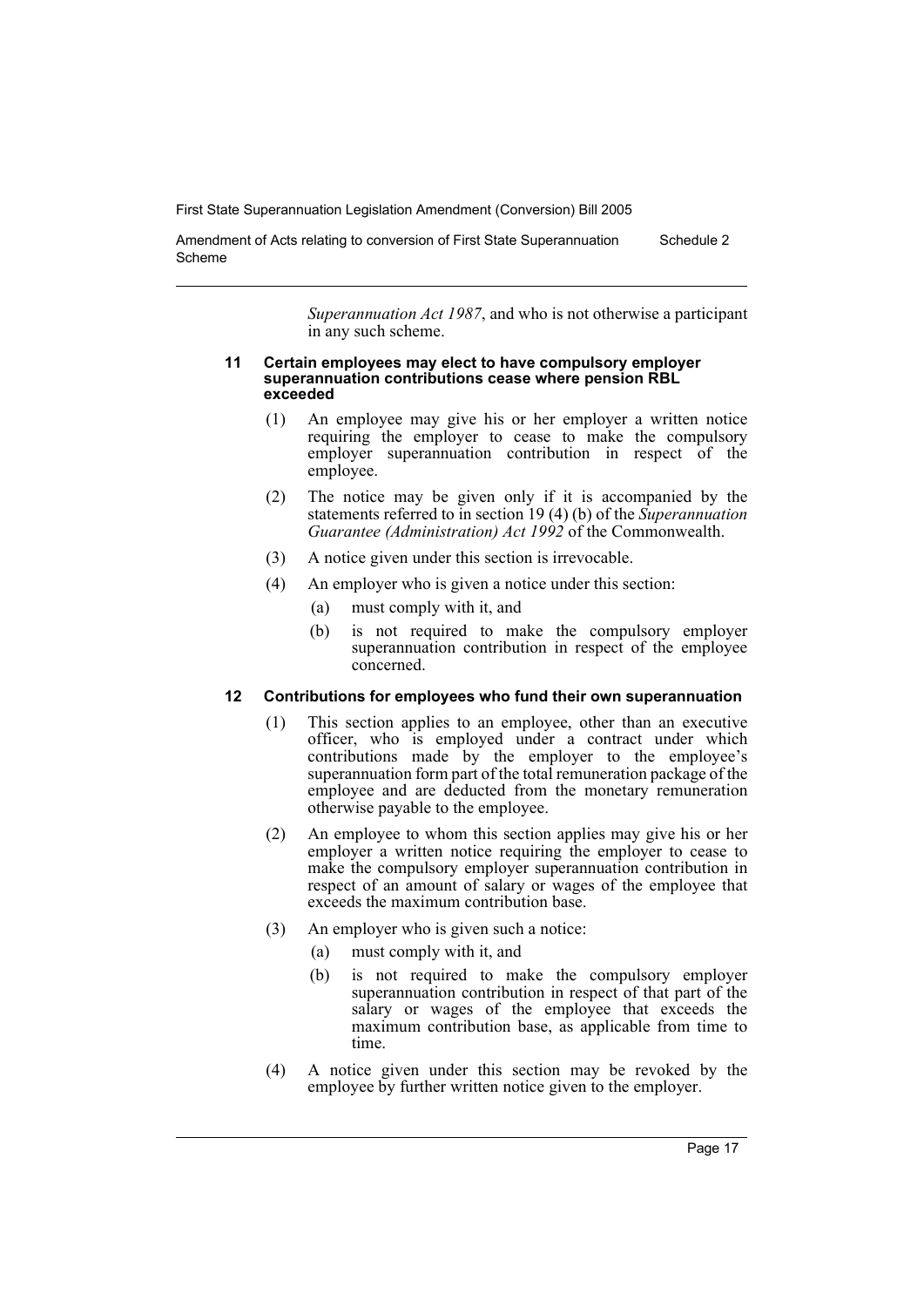*Superannuation Act 1987*, and who is not otherwise a participant in any such scheme.

#### 11 Certain employees may elect to have compulsory employer superannuation contributions cease where pension RBL exceeded

(1) An employee may give his or her employer a written notice requiring the employer to cease to make the compulsory employer superannuation contribution in respect of the employee.

(2) The notice may be given only if it is accompanied by the statements referred to in section 19 (4) (b) of the *Superannuation Guarantee (Administration) Act 1992* of the Commonwealth.

(3) A notice given under this section is irrevocable.

(4) An employer who is given a notice under this section:

- (a) must comply with it, and
- (b) is not required to make the compulsory employer superannuation contribution in respect of the employee concerned.

#### 12 Contributions for employees who fund their own superannuation

(1) This section applies to an employee, other than an executive officer, who is employed under a contract under which contributions made by the employer to the employee's superannuation form part of the total remuneration package of the employee and are deducted from the monetary remuneration otherwise payable to the employee.

(2) An employee to whom this section applies may give his or her employer a written notice requiring the employer to cease to make the compulsory employer superannuation contribution in respect of an amount of salary or wages of the employee that exceeds the maximum contribution base.

(3) An employer who is given such a notice:

- (a) must comply with it, and
- (b) is not required to make the compulsory employer superannuation contribution in respect of that part of the salary or wages of the employee that exceeds the maximum contribution base, as applicable from time to time.

(4) A notice given under this section may be revoked by the employee by further written notice given to the employer.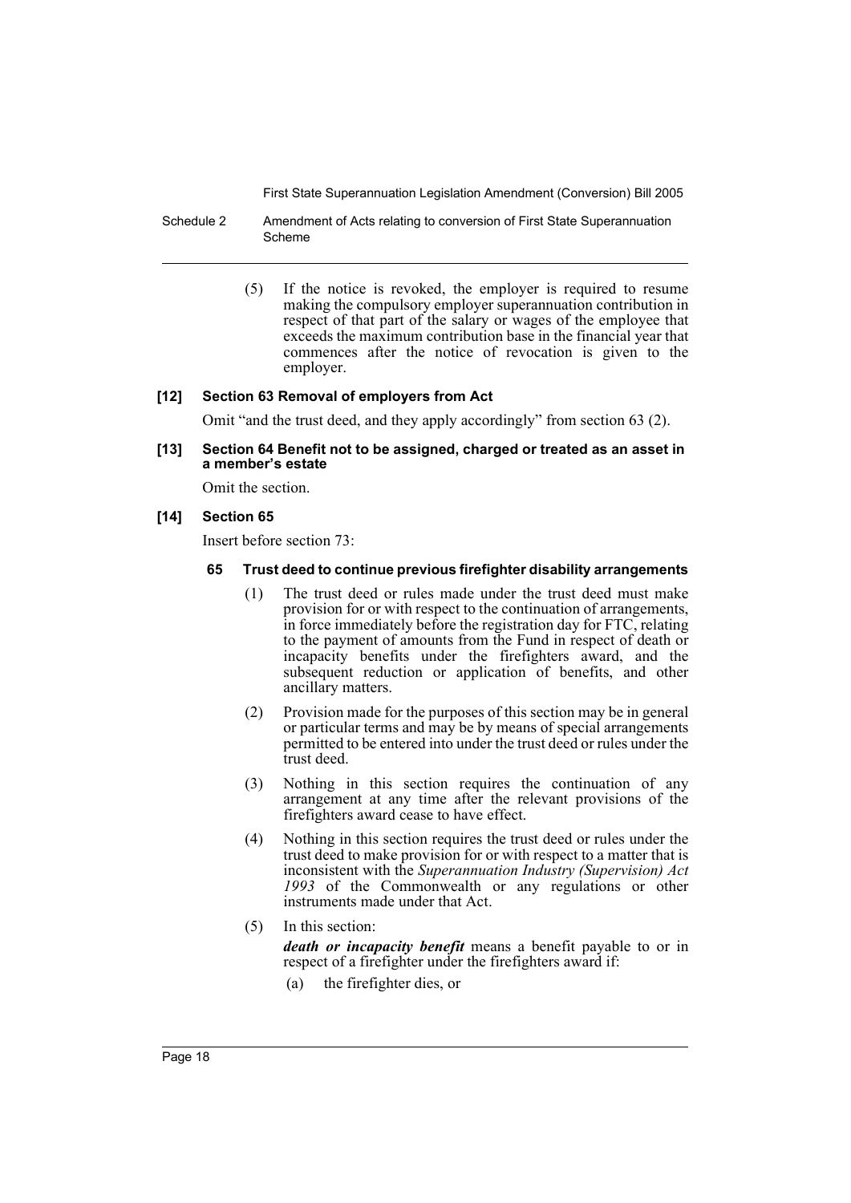(5) If the notice is revoked, the employer is required to resume making the compulsory employer superannuation contribution in respect of that part of the salary or wages of the employee that exceeds the maximum contribution base in the financial year that commences after the notice of revocation is given to the employer.

### [12] Section 63 Removal of employers from Act

Omit "and the trust deed, and they apply accordingly" from section 63 (2).

### [13] Section 64 Benefit not to be assigned, charged or treated as an asset in a member's estate

Omit the section.

### [14] Section 65

Insert before section 73:

#### 65 Trust deed to continue previous firefighter disability arrangements

(1) The trust deed or rules made under the trust deed must make provision for or with respect to the continuation of arrangements, in force immediately before the registration day for FTC, relating to the payment of amounts from the Fund in respect of death or incapacity benefits under the firefighters award, and the subsequent reduction or application of benefits, and other ancillary matters.

(2) Provision made for the purposes of this section may be in general or particular terms and may be by means of special arrangements permitted to be entered into under the trust deed or rules under the trust deed.

(3) Nothing in this section requires the continuation of any arrangement at any time after the relevant provisions of the firefighters award cease to have effect.

(4) Nothing in this section requires the trust deed or rules under the trust deed to make provision for or with respect to a matter that is inconsistent with the *Superannuation Industry (Supervision) Act 1993* of the Commonwealth or any regulations or other instruments made under that Act.

(5) In this section:

***death or incapacity benefit*** means a benefit payable to or in respect of a firefighter under the firefighters award if:

(a) the firefighter dies, or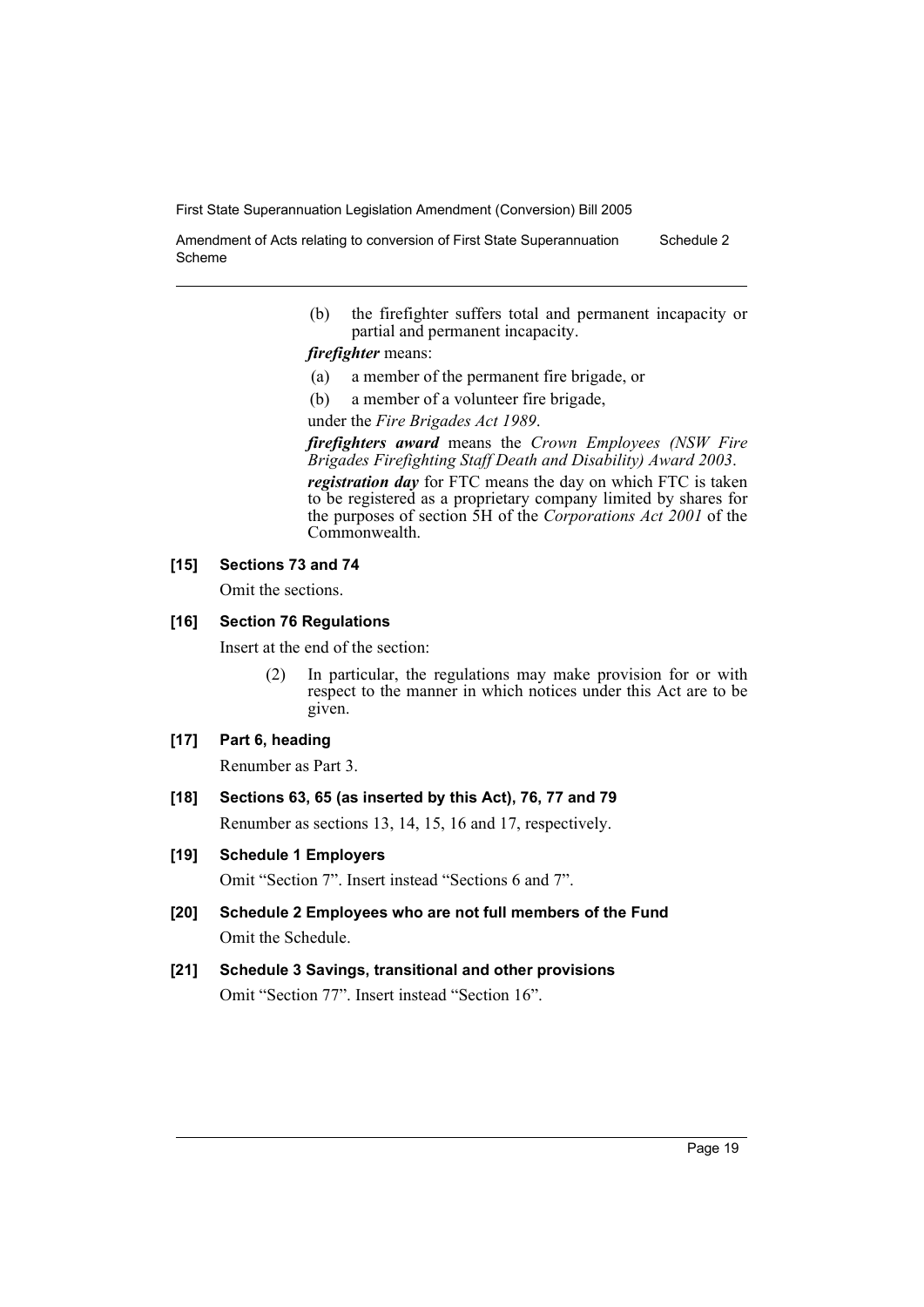(b) the firefighter suffers total and permanent incapacity or partial and permanent incapacity.

***firefighter*** means:

(a) a member of the permanent fire brigade, or

(b) a member of a volunteer fire brigade,

under the *Fire Brigades Act 1989*.

***firefighters award*** means the *Crown Employees (NSW Fire Brigades Firefighting Staff Death and Disability) Award 2003*.

***registration day*** for FTC means the day on which FTC is taken to be registered as a proprietary company limited by shares for the purposes of section 5H of the *Corporations Act 2001* of the Commonwealth.

### [15] Sections 73 and 74

Omit the sections.

### [16] Section 76 Regulations

Insert at the end of the section:

(2) In particular, the regulations may make provision for or with respect to the manner in which notices under this Act are to be given.

### [17] Part 6, heading

Renumber as Part 3.

### [18] Sections 63, 65 (as inserted by this Act), 76, 77 and 79

Renumber as sections 13, 14, 15, 16 and 17, respectively.

### [19] Schedule 1 Employers

Omit "Section 7". Insert instead "Sections 6 and 7".

### [20] Schedule 2 Employees who are not full members of the Fund

Omit the Schedule.

### [21] Schedule 3 Savings, transitional and other provisions

Omit "Section 77". Insert instead "Section 16".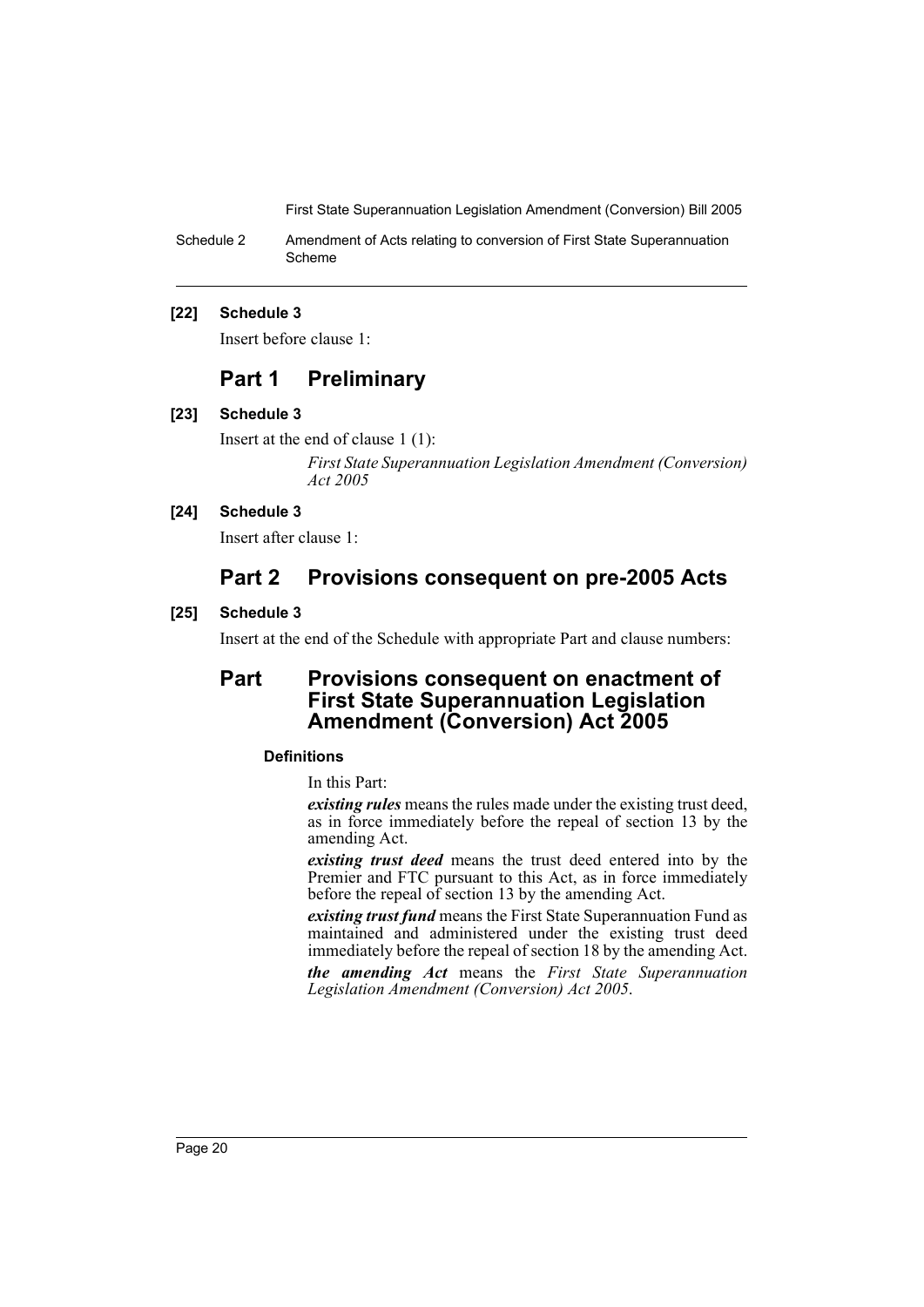**[22] Schedule 3**

Insert before clause 1:

## Part 1 Preliminary

**[23] Schedule 3**

Insert at the end of clause 1 (1):

*First State Superannuation Legislation Amendment (Conversion) Act 2005*

**[24] Schedule 3**

Insert after clause 1:

## Part 2 Provisions consequent on pre-2005 Acts

**[25] Schedule 3**

Insert at the end of the Schedule with appropriate Part and clause numbers:

## Part Provisions consequent on enactment of First State Superannuation Legislation Amendment (Conversion) Act 2005

#### Definitions

In this Part:

***existing rules*** means the rules made under the existing trust deed, as in force immediately before the repeal of section 13 by the amending Act.

***existing trust deed*** means the trust deed entered into by the Premier and FTC pursuant to this Act, as in force immediately before the repeal of section 13 by the amending Act.

***existing trust fund*** means the First State Superannuation Fund as maintained and administered under the existing trust deed immediately before the repeal of section 18 by the amending Act.

***the amending Act*** means the *First State Superannuation Legislation Amendment (Conversion) Act 2005*.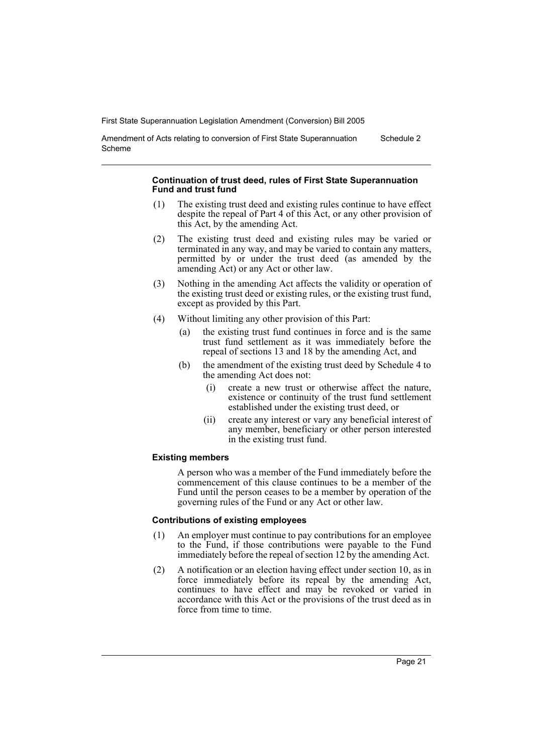#### Continuation of trust deed, rules of First State Superannuation Fund and trust fund

(1) The existing trust deed and existing rules continue to have effect despite the repeal of Part 4 of this Act, or any other provision of this Act, by the amending Act.

(2) The existing trust deed and existing rules may be varied or terminated in any way, and may be varied to contain any matters, permitted by or under the trust deed (as amended by the amending Act) or any Act or other law.

(3) Nothing in the amending Act affects the validity or operation of the existing trust deed or existing rules, or the existing trust fund, except as provided by this Part.

(4) Without limiting any other provision of this Part:

   (a) the existing trust fund continues in force and is the same trust fund settlement as it was immediately before the repeal of sections 13 and 18 by the amending Act, and

   (b) the amendment of the existing trust deed by Schedule 4 to the amending Act does not:

      (i) create a new trust or otherwise affect the nature, existence or continuity of the trust fund settlement established under the existing trust deed, or

      (ii) create any interest or vary any beneficial interest of any member, beneficiary or other person interested in the existing trust fund.

#### Existing members

A person who was a member of the Fund immediately before the commencement of this clause continues to be a member of the Fund until the person ceases to be a member by operation of the governing rules of the Fund or any Act or other law.

#### Contributions of existing employees

(1) An employer must continue to pay contributions for an employee to the Fund, if those contributions were payable to the Fund immediately before the repeal of section 12 by the amending Act.

(2) A notification or an election having effect under section 10, as in force immediately before its repeal by the amending Act, continues to have effect and may be revoked or varied in accordance with this Act or the provisions of the trust deed as in force from time to time.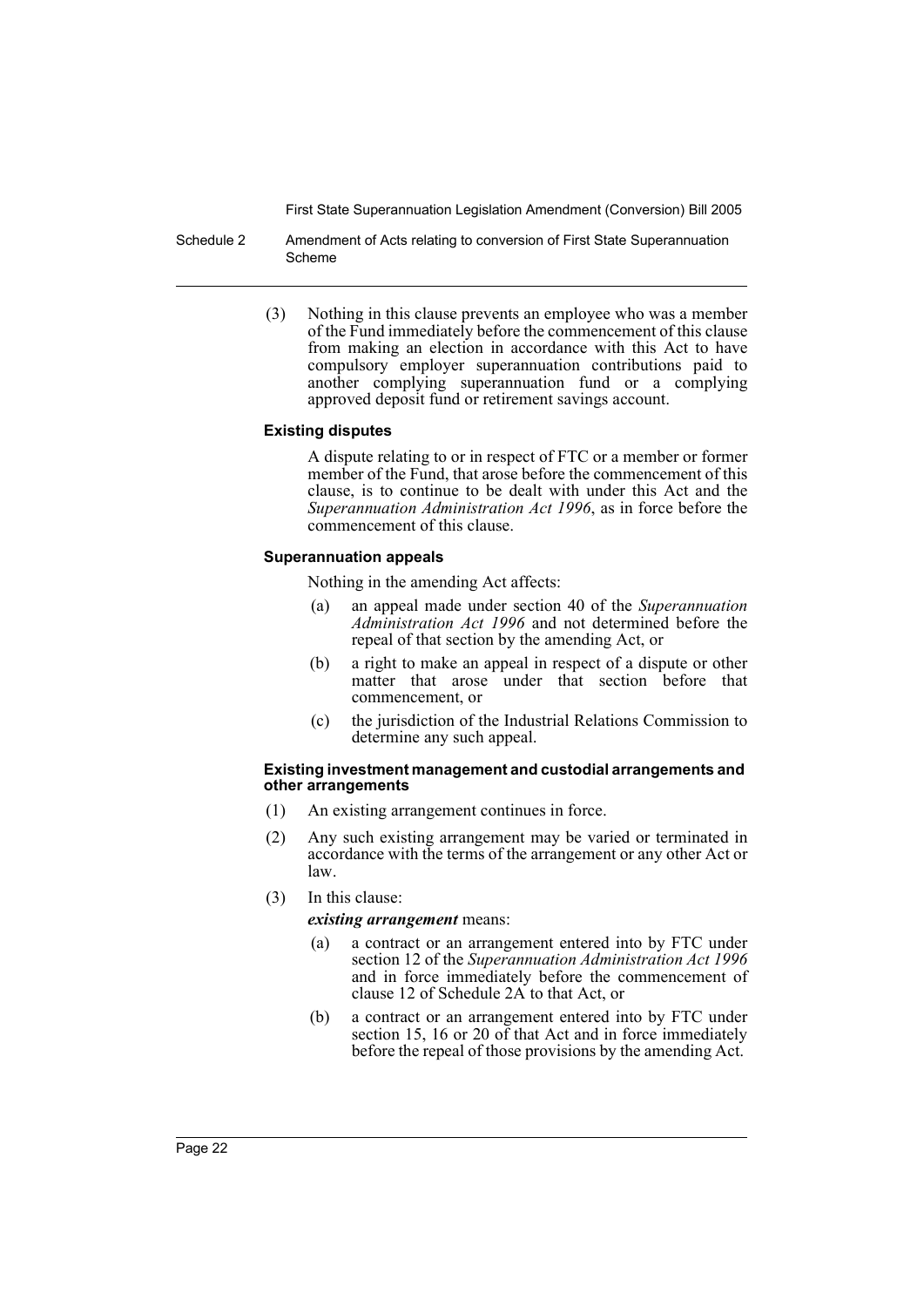(3) Nothing in this clause prevents an employee who was a member of the Fund immediately before the commencement of this clause from making an election in accordance with this Act to have compulsory employer superannuation contributions paid to another complying superannuation fund or a complying approved deposit fund or retirement savings account.

**Existing disputes**

A dispute relating to or in respect of FTC or a member or former member of the Fund, that arose before the commencement of this clause, is to continue to be dealt with under this Act and the *Superannuation Administration Act 1996*, as in force before the commencement of this clause.

**Superannuation appeals**

Nothing in the amending Act affects:

(a) an appeal made under section 40 of the *Superannuation Administration Act 1996* and not determined before the repeal of that section by the amending Act, or

(b) a right to make an appeal in respect of a dispute or other matter that arose under that section before that commencement, or

(c) the jurisdiction of the Industrial Relations Commission to determine any such appeal.

**Existing investment management and custodial arrangements and other arrangements**

(1) An existing arrangement continues in force.

(2) Any such existing arrangement may be varied or terminated in accordance with the terms of the arrangement or any other Act or law.

(3) In this clause:

***existing arrangement*** means:

(a) a contract or an arrangement entered into by FTC under section 12 of the *Superannuation Administration Act 1996* and in force immediately before the commencement of clause 12 of Schedule 2A to that Act, or

(b) a contract or an arrangement entered into by FTC under section 15, 16 or 20 of that Act and in force immediately before the repeal of those provisions by the amending Act.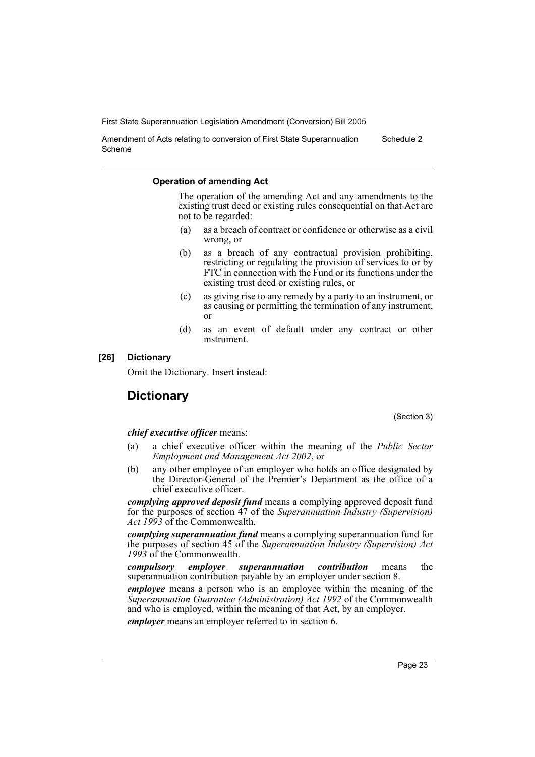#### Operation of amending Act

The operation of the amending Act and any amendments to the existing trust deed or existing rules consequential on that Act are not to be regarded:

(a) as a breach of contract or confidence or otherwise as a civil wrong, or

(b) as a breach of any contractual provision prohibiting, restricting or regulating the provision of services to or by FTC in connection with the Fund or its functions under the existing trust deed or existing rules, or

(c) as giving rise to any remedy by a party to an instrument, or as causing or permitting the termination of any instrument, or

(d) as an event of default under any contract or other instrument.

#### [26] Dictionary

Omit the Dictionary. Insert instead:

## Dictionary

(Section 3)

***chief executive officer*** means:

(a) a chief executive officer within the meaning of the *Public Sector Employment and Management Act 2002*, or

(b) any other employee of an employer who holds an office designated by the Director-General of the Premier's Department as the office of a chief executive officer.

***complying approved deposit fund*** means a complying approved deposit fund for the purposes of section 47 of the *Superannuation Industry (Supervision) Act 1993* of the Commonwealth.

***complying superannuation fund*** means a complying superannuation fund for the purposes of section 45 of the *Superannuation Industry (Supervision) Act 1993* of the Commonwealth.

***compulsory employer superannuation contribution*** means the superannuation contribution payable by an employer under section 8.

***employee*** means a person who is an employee within the meaning of the *Superannuation Guarantee (Administration) Act 1992* of the Commonwealth and who is employed, within the meaning of that Act, by an employer.

***employer*** means an employer referred to in section 6.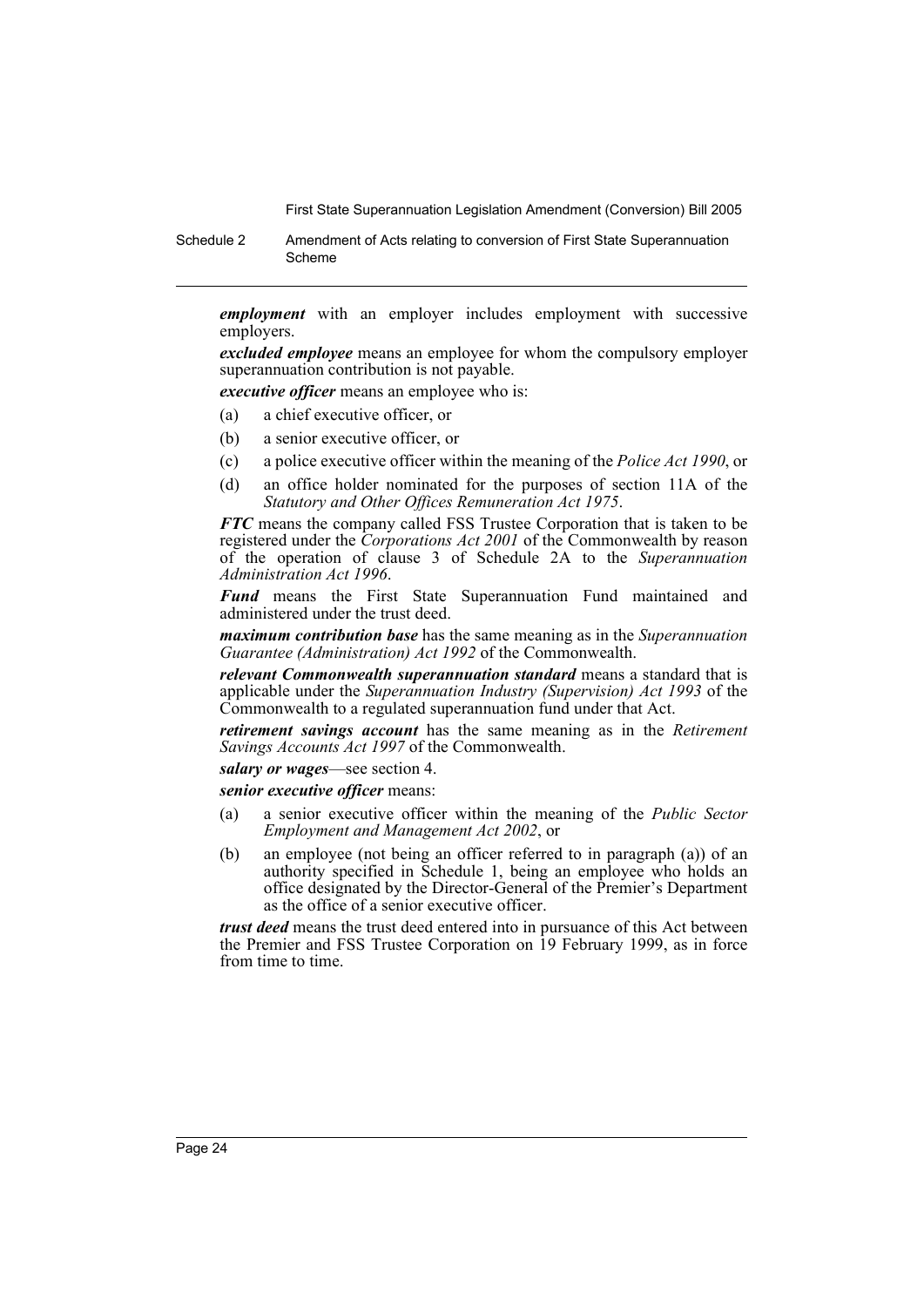***employment*** with an employer includes employment with successive employers.

***excluded employee*** means an employee for whom the compulsory employer superannuation contribution is not payable.

***executive officer*** means an employee who is:

- (a) a chief executive officer, or
- (b) a senior executive officer, or
- (c) a police executive officer within the meaning of the *Police Act 1990*, or
- (d) an office holder nominated for the purposes of section 11A of the *Statutory and Other Offices Remuneration Act 1975*.

***FTC*** means the company called FSS Trustee Corporation that is taken to be registered under the *Corporations Act 2001* of the Commonwealth by reason of the operation of clause 3 of Schedule 2A to the *Superannuation Administration Act 1996*.

***Fund*** means the First State Superannuation Fund maintained and administered under the trust deed.

***maximum contribution base*** has the same meaning as in the *Superannuation Guarantee (Administration) Act 1992* of the Commonwealth.

***relevant Commonwealth superannuation standard*** means a standard that is applicable under the *Superannuation Industry (Supervision) Act 1993* of the Commonwealth to a regulated superannuation fund under that Act.

***retirement savings account*** has the same meaning as in the *Retirement Savings Accounts Act 1997* of the Commonwealth.

***salary or wages***—see section 4.

***senior executive officer*** means:

- (a) a senior executive officer within the meaning of the *Public Sector Employment and Management Act 2002*, or
- (b) an employee (not being an officer referred to in paragraph (a)) of an authority specified in Schedule 1, being an employee who holds an office designated by the Director-General of the Premier's Department as the office of a senior executive officer.

***trust deed*** means the trust deed entered into in pursuance of this Act between the Premier and FSS Trustee Corporation on 19 February 1999, as in force from time to time.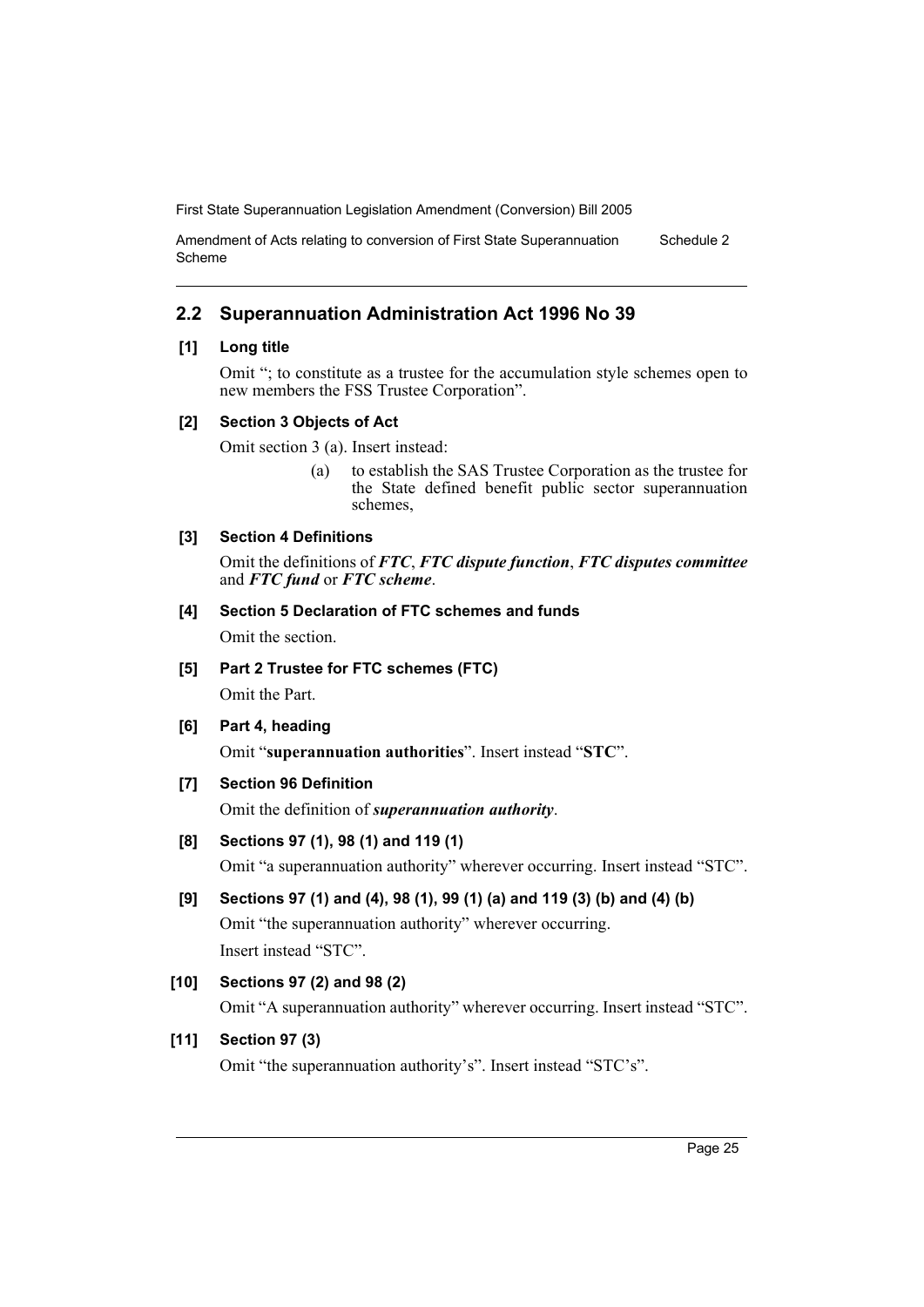## 2.2 Superannuation Administration Act 1996 No 39

**[1] Long title**

Omit "; to constitute as a trustee for the accumulation style schemes open to new members the FSS Trustee Corporation".

**[2] Section 3 Objects of Act**

Omit section 3 (a). Insert instead:

> (a) to establish the SAS Trustee Corporation as the trustee for the State defined benefit public sector superannuation schemes,

**[3] Section 4 Definitions**

Omit the definitions of ***FTC***, ***FTC dispute function***, ***FTC disputes committee*** and ***FTC fund*** or ***FTC scheme***.

**[4] Section 5 Declaration of FTC schemes and funds**

Omit the section.

**[5] Part 2 Trustee for FTC schemes (FTC)**

Omit the Part.

**[6] Part 4, heading**

Omit "**superannuation authorities**". Insert instead "**STC**".

**[7] Section 96 Definition**

Omit the definition of ***superannuation authority***.

**[8] Sections 97 (1), 98 (1) and 119 (1)**

Omit "a superannuation authority" wherever occurring. Insert instead "STC".

**[9] Sections 97 (1) and (4), 98 (1), 99 (1) (a) and 119 (3) (b) and (4) (b)**

Omit "the superannuation authority" wherever occurring.

Insert instead "STC".

**[10] Sections 97 (2) and 98 (2)**

Omit "A superannuation authority" wherever occurring. Insert instead "STC".

**[11] Section 97 (3)**

Omit "the superannuation authority's". Insert instead "STC's".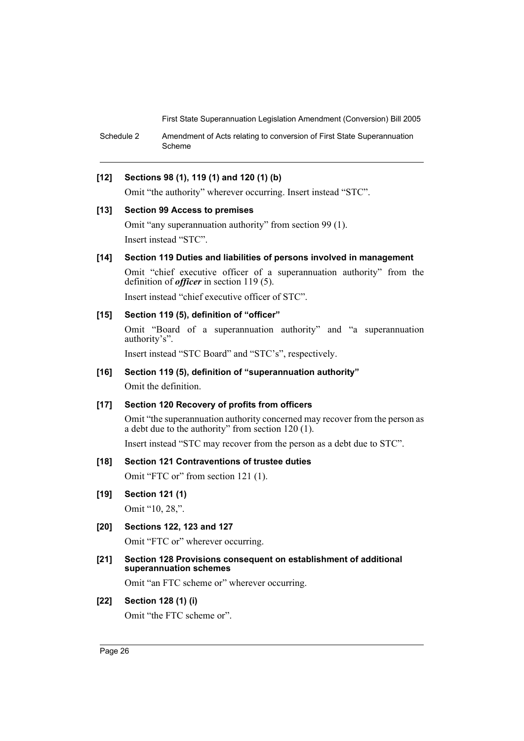**[12] Sections 98 (1), 119 (1) and 120 (1) (b)**

Omit "the authority" wherever occurring. Insert instead "STC".

**[13] Section 99 Access to premises**

Omit "any superannuation authority" from section 99 (1).

Insert instead "STC".

**[14] Section 119 Duties and liabilities of persons involved in management**

Omit "chief executive officer of a superannuation authority" from the definition of ***officer*** in section 119 (5).

Insert instead "chief executive officer of STC".

**[15] Section 119 (5), definition of "officer"**

Omit "Board of a superannuation authority" and "a superannuation authority's".

Insert instead "STC Board" and "STC's", respectively.

**[16] Section 119 (5), definition of "superannuation authority"**

Omit the definition.

**[17] Section 120 Recovery of profits from officers**

Omit "the superannuation authority concerned may recover from the person as a debt due to the authority" from section 120 (1).

Insert instead "STC may recover from the person as a debt due to STC".

**[18] Section 121 Contraventions of trustee duties**

Omit "FTC or" from section 121 (1).

**[19] Section 121 (1)**

Omit "10, 28,".

**[20] Sections 122, 123 and 127**

Omit "FTC or" wherever occurring.

**[21] Section 128 Provisions consequent on establishment of additional superannuation schemes**

Omit "an FTC scheme or" wherever occurring.

**[22] Section 128 (1) (i)**

Omit "the FTC scheme or".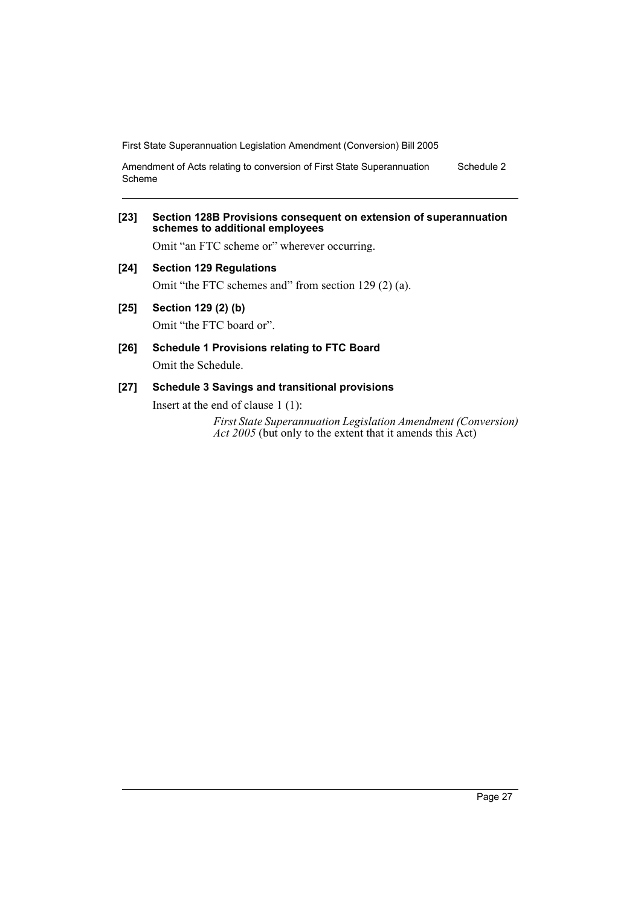**[23] Section 128B Provisions consequent on extension of superannuation schemes to additional employees**

Omit "an FTC scheme or" wherever occurring.

**[24] Section 129 Regulations**

Omit "the FTC schemes and" from section 129 (2) (a).

**[25] Section 129 (2) (b)**

Omit "the FTC board or".

**[26] Schedule 1 Provisions relating to FTC Board**

Omit the Schedule.

**[27] Schedule 3 Savings and transitional provisions**

Insert at the end of clause 1 (1):

> *First State Superannuation Legislation Amendment (Conversion) Act 2005* (but only to the extent that it amends this Act)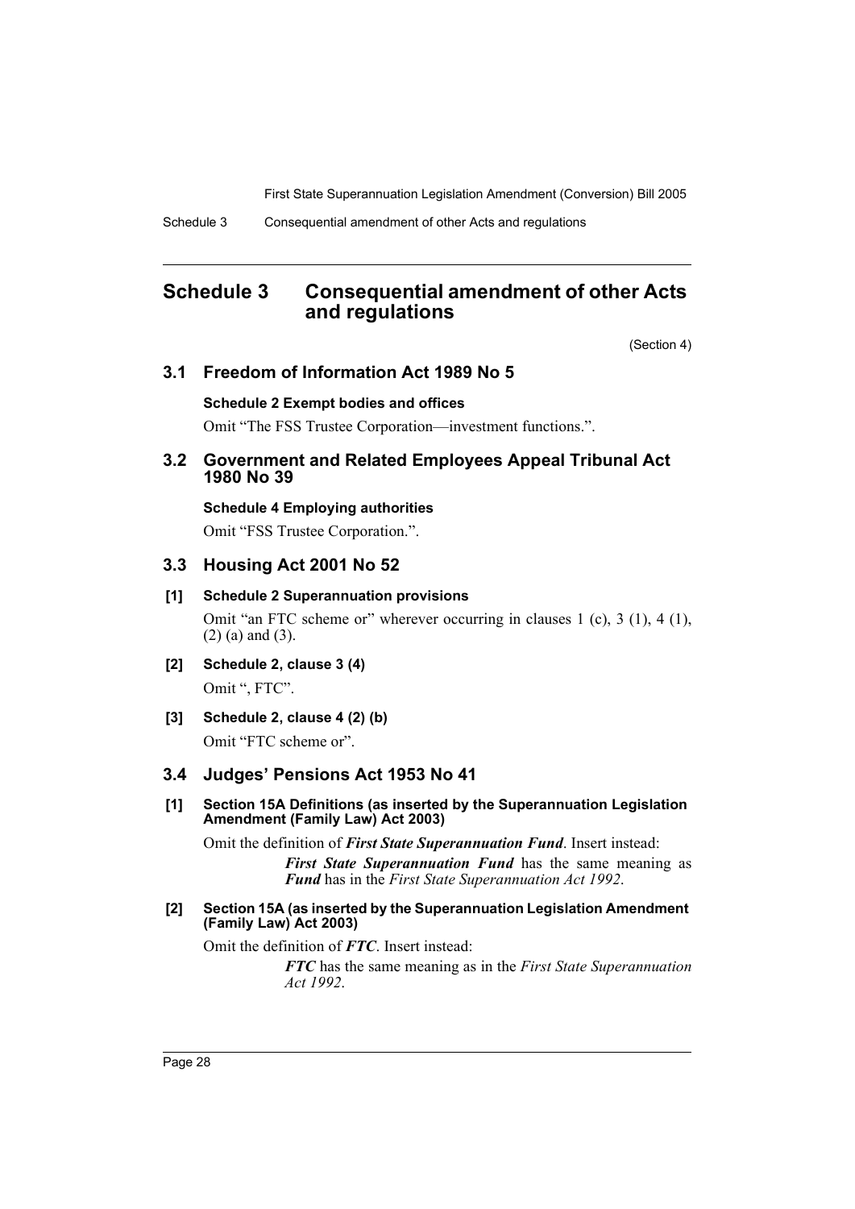# Schedule 3 Consequential amendment of other Acts and regulations

(Section 4)

## 3.1 Freedom of Information Act 1989 No 5

**Schedule 2 Exempt bodies and offices**

Omit "The FSS Trustee Corporation—investment functions.".

## 3.2 Government and Related Employees Appeal Tribunal Act 1980 No 39

**Schedule 4 Employing authorities**

Omit "FSS Trustee Corporation.".

## 3.3 Housing Act 2001 No 52

**[1] Schedule 2 Superannuation provisions**

Omit "an FTC scheme or" wherever occurring in clauses 1 (c), 3 (1), 4 (1), (2) (a) and (3).

**[2] Schedule 2, clause 3 (4)**

Omit ", FTC".

**[3] Schedule 2, clause 4 (2) (b)**

Omit "FTC scheme or".

## 3.4 Judges' Pensions Act 1953 No 41

**[1] Section 15A Definitions (as inserted by the Superannuation Legislation Amendment (Family Law) Act 2003)**

Omit the definition of ***First State Superannuation Fund***. Insert instead:

> ***First State Superannuation Fund*** has the same meaning as ***Fund*** has in the *First State Superannuation Act 1992*.

**[2] Section 15A (as inserted by the Superannuation Legislation Amendment (Family Law) Act 2003)**

Omit the definition of ***FTC***. Insert instead:

> ***FTC*** has the same meaning as in the *First State Superannuation Act 1992*.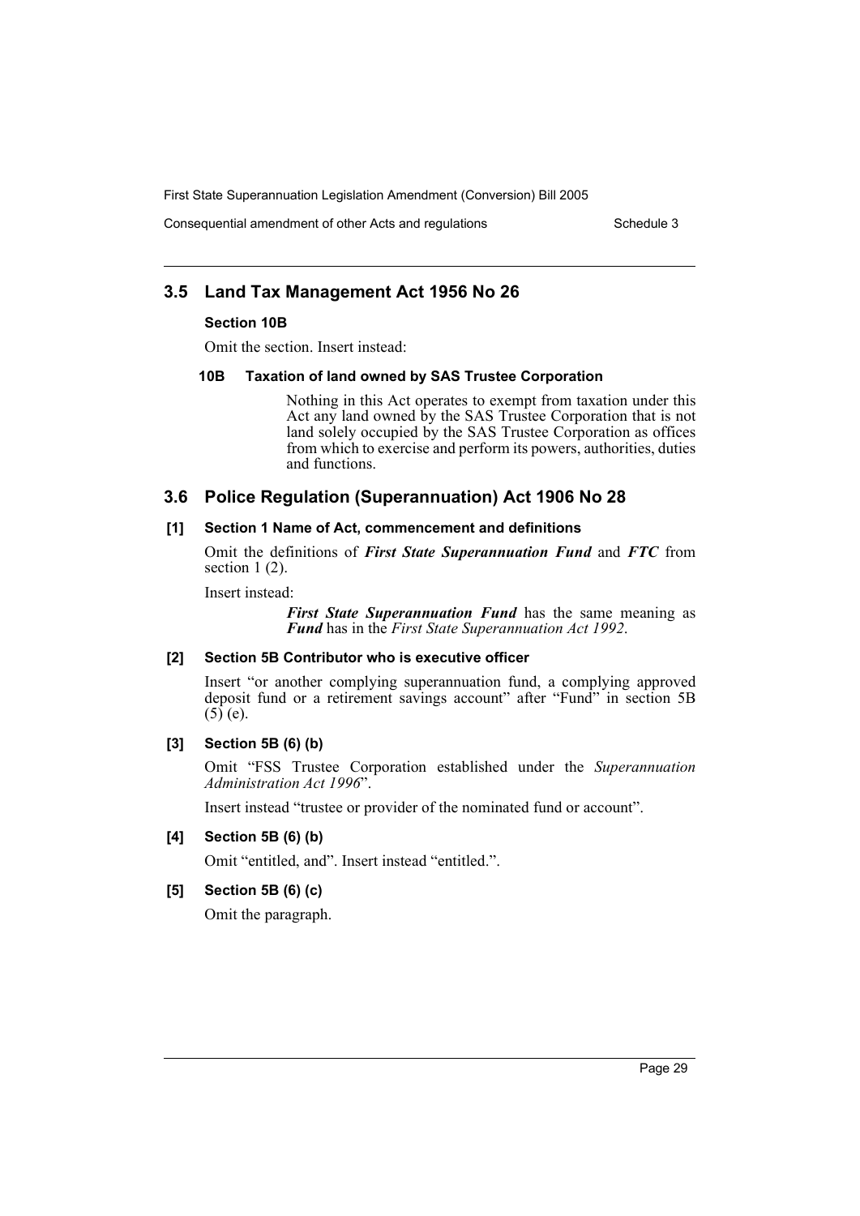## 3.5 Land Tax Management Act 1956 No 26

### Section 10B

Omit the section. Insert instead:

#### 10B Taxation of land owned by SAS Trustee Corporation

Nothing in this Act operates to exempt from taxation under this Act any land owned by the SAS Trustee Corporation that is not land solely occupied by the SAS Trustee Corporation as offices from which to exercise and perform its powers, authorities, duties and functions.

## 3.6 Police Regulation (Superannuation) Act 1906 No 28

### [1] Section 1 Name of Act, commencement and definitions

Omit the definitions of ***First State Superannuation Fund*** and ***FTC*** from section 1 (2).

Insert instead:

> ***First State Superannuation Fund*** has the same meaning as ***Fund*** has in the *First State Superannuation Act 1992*.

### [2] Section 5B Contributor who is executive officer

Insert "or another complying superannuation fund, a complying approved deposit fund or a retirement savings account" after "Fund" in section 5B (5) (e).

### [3] Section 5B (6) (b)

Omit "FSS Trustee Corporation established under the *Superannuation Administration Act 1996*".

Insert instead "trustee or provider of the nominated fund or account".

### [4] Section 5B (6) (b)

Omit "entitled, and". Insert instead "entitled.".

### [5] Section 5B (6) (c)

Omit the paragraph.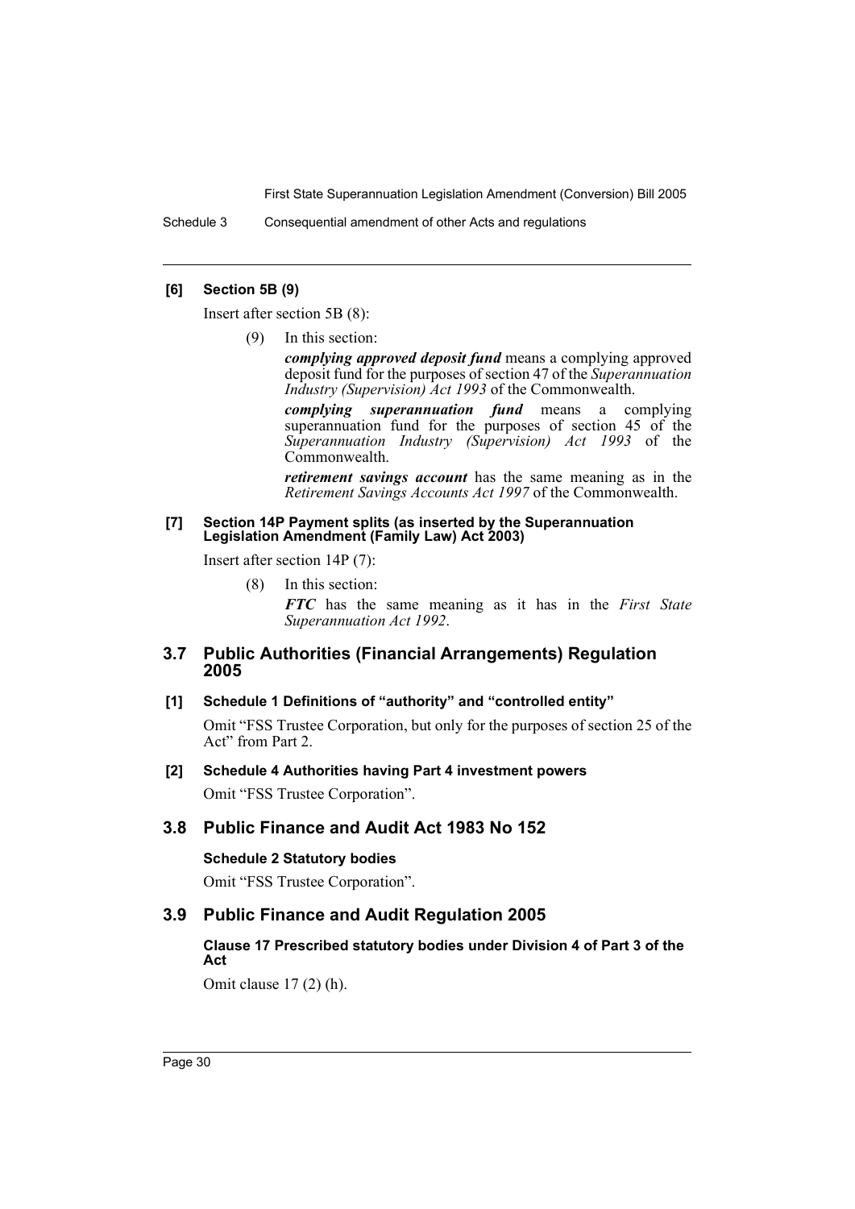**[6] Section 5B (9)**

Insert after section 5B (8):

(9) In this section:

***complying approved deposit fund*** means a complying approved deposit fund for the purposes of section 47 of the *Superannuation Industry (Supervision) Act 1993* of the Commonwealth.

***complying superannuation fund*** means a complying superannuation fund for the purposes of section 45 of the *Superannuation Industry (Supervision) Act 1993* of the Commonwealth.

***retirement savings account*** has the same meaning as in the *Retirement Savings Accounts Act 1997* of the Commonwealth.

**[7] Section 14P Payment splits (as inserted by the Superannuation Legislation Amendment (Family Law) Act 2003)**

Insert after section 14P (7):

(8) In this section:

***FTC*** has the same meaning as it has in the *First State Superannuation Act 1992*.

## 3.7 Public Authorities (Financial Arrangements) Regulation 2005

**[1] Schedule 1 Definitions of "authority" and "controlled entity"**

Omit "FSS Trustee Corporation, but only for the purposes of section 25 of the Act" from Part 2.

**[2] Schedule 4 Authorities having Part 4 investment powers**

Omit "FSS Trustee Corporation".

## 3.8 Public Finance and Audit Act 1983 No 152

**Schedule 2 Statutory bodies**

Omit "FSS Trustee Corporation".

## 3.9 Public Finance and Audit Regulation 2005

**Clause 17 Prescribed statutory bodies under Division 4 of Part 3 of the Act**

Omit clause 17 (2) (h).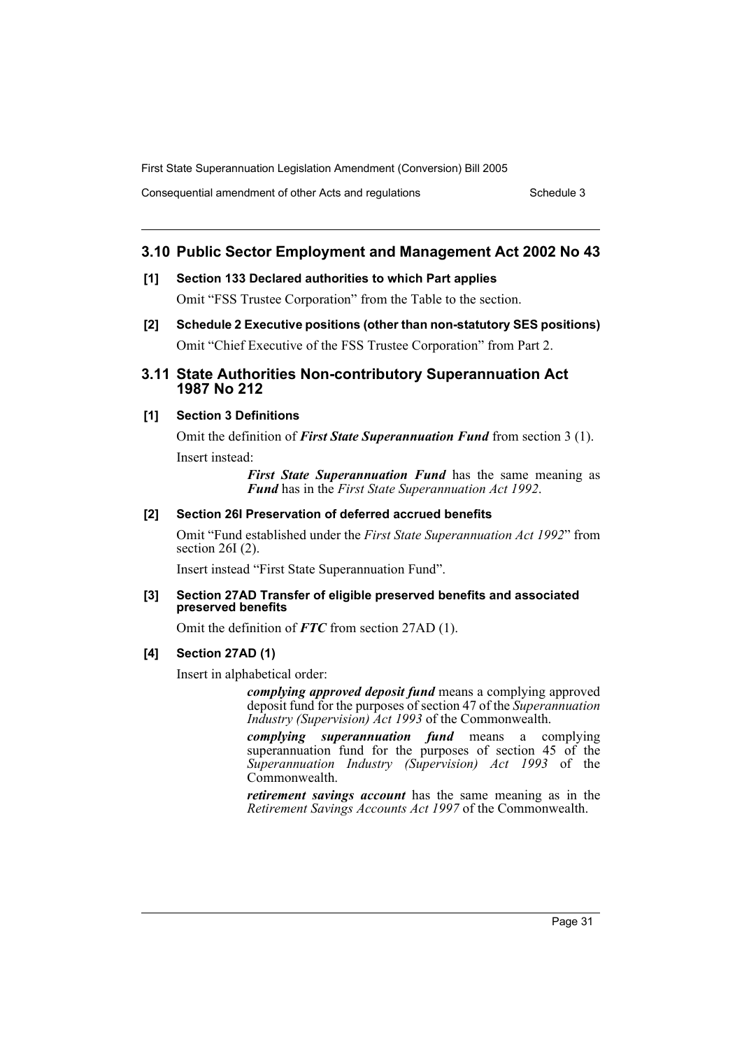## 3.10 Public Sector Employment and Management Act 2002 No 43

**[1] Section 133 Declared authorities to which Part applies**

Omit "FSS Trustee Corporation" from the Table to the section.

**[2] Schedule 2 Executive positions (other than non-statutory SES positions)**

Omit "Chief Executive of the FSS Trustee Corporation" from Part 2.

## 3.11 State Authorities Non-contributory Superannuation Act 1987 No 212

**[1] Section 3 Definitions**

Omit the definition of ***First State Superannuation Fund*** from section 3 (1).

Insert instead:

> ***First State Superannuation Fund*** has the same meaning as ***Fund*** has in the *First State Superannuation Act 1992*.

**[2] Section 26I Preservation of deferred accrued benefits**

Omit "Fund established under the *First State Superannuation Act 1992*" from section 26I (2).

Insert instead "First State Superannuation Fund".

**[3] Section 27AD Transfer of eligible preserved benefits and associated preserved benefits**

Omit the definition of ***FTC*** from section 27AD (1).

**[4] Section 27AD (1)**

Insert in alphabetical order:

> ***complying approved deposit fund*** means a complying approved deposit fund for the purposes of section 47 of the *Superannuation Industry (Supervision) Act 1993* of the Commonwealth.
>
> ***complying superannuation fund*** means a complying superannuation fund for the purposes of section 45 of the *Superannuation Industry (Supervision) Act 1993* of the Commonwealth.
>
> ***retirement savings account*** has the same meaning as in the *Retirement Savings Accounts Act 1997* of the Commonwealth.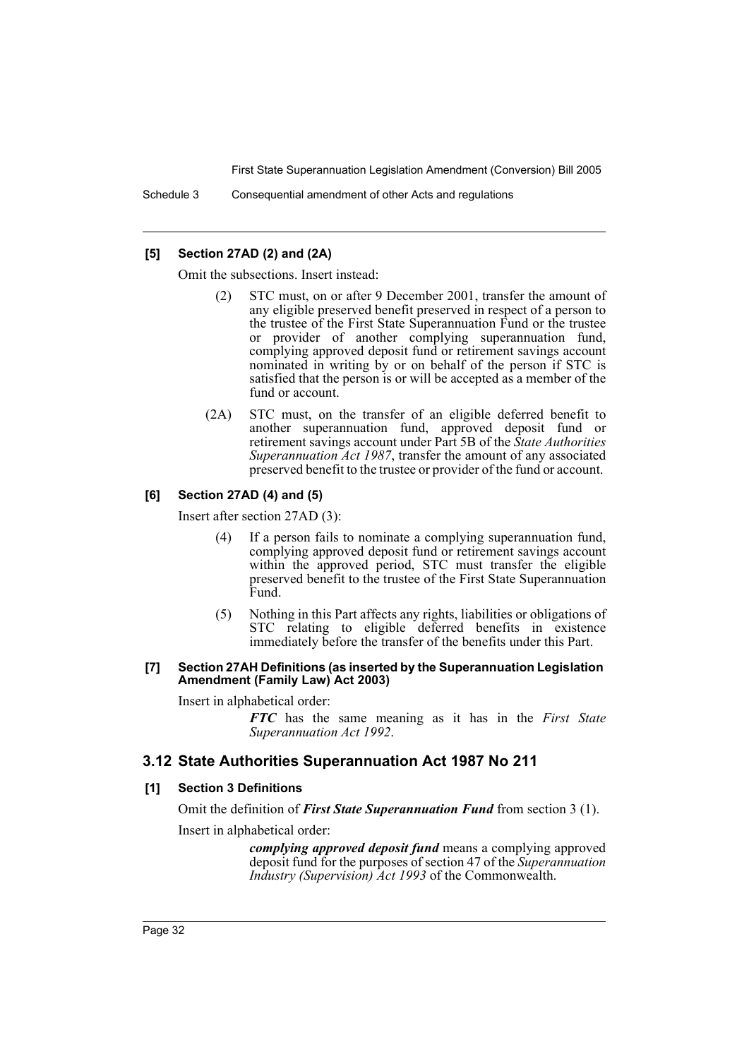#### [5] Section 27AD (2) and (2A)

Omit the subsections. Insert instead:

> (2) STC must, on or after 9 December 2001, transfer the amount of any eligible preserved benefit preserved in respect of a person to the trustee of the First State Superannuation Fund or the trustee or provider of another complying superannuation fund, complying approved deposit fund or retirement savings account nominated in writing by or on behalf of the person if STC is satisfied that the person is or will be accepted as a member of the fund or account.
>
> (2A) STC must, on the transfer of an eligible deferred benefit to another superannuation fund, approved deposit fund or retirement savings account under Part 5B of the *State Authorities Superannuation Act 1987*, transfer the amount of any associated preserved benefit to the trustee or provider of the fund or account.

#### [6] Section 27AD (4) and (5)

Insert after section 27AD (3):

> (4) If a person fails to nominate a complying superannuation fund, complying approved deposit fund or retirement savings account within the approved period, STC must transfer the eligible preserved benefit to the trustee of the First State Superannuation Fund.
>
> (5) Nothing in this Part affects any rights, liabilities or obligations of STC relating to eligible deferred benefits in existence immediately before the transfer of the benefits under this Part.

#### [7] Section 27AH Definitions (as inserted by the Superannuation Legislation Amendment (Family Law) Act 2003)

Insert in alphabetical order:

> ***FTC*** has the same meaning as it has in the *First State Superannuation Act 1992*.

## 3.12 State Authorities Superannuation Act 1987 No 211

#### [1] Section 3 Definitions

Omit the definition of ***First State Superannuation Fund*** from section 3 (1).

Insert in alphabetical order:

> ***complying approved deposit fund*** means a complying approved deposit fund for the purposes of section 47 of the *Superannuation Industry (Supervision) Act 1993* of the Commonwealth.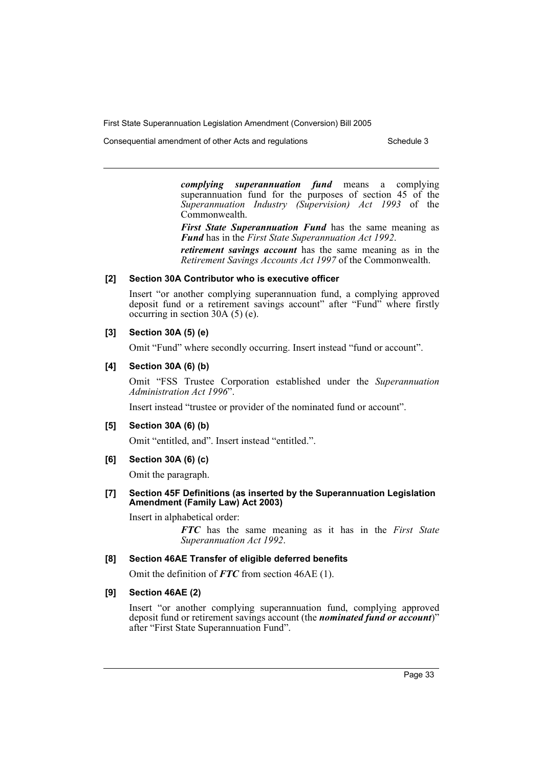***complying superannuation fund*** means a complying superannuation fund for the purposes of section 45 of the *Superannuation Industry (Supervision) Act 1993* of the Commonwealth.

***First State Superannuation Fund*** has the same meaning as ***Fund*** has in the *First State Superannuation Act 1992*.

***retirement savings account*** has the same meaning as in the *Retirement Savings Accounts Act 1997* of the Commonwealth.

**[2] Section 30A Contributor who is executive officer**

Insert "or another complying superannuation fund, a complying approved deposit fund or a retirement savings account" after "Fund" where firstly occurring in section 30A (5) (e).

**[3] Section 30A (5) (e)**

Omit "Fund" where secondly occurring. Insert instead "fund or account".

**[4] Section 30A (6) (b)**

Omit "FSS Trustee Corporation established under the *Superannuation Administration Act 1996*".

Insert instead "trustee or provider of the nominated fund or account".

**[5] Section 30A (6) (b)**

Omit "entitled, and". Insert instead "entitled.".

**[6] Section 30A (6) (c)**

Omit the paragraph.

**[7] Section 45F Definitions (as inserted by the Superannuation Legislation Amendment (Family Law) Act 2003)**

Insert in alphabetical order:

> ***FTC*** has the same meaning as it has in the *First State Superannuation Act 1992*.

**[8] Section 46AE Transfer of eligible deferred benefits**

Omit the definition of ***FTC*** from section 46AE (1).

**[9] Section 46AE (2)**

Insert "or another complying superannuation fund, complying approved deposit fund or retirement savings account (the ***nominated fund or account***)" after "First State Superannuation Fund".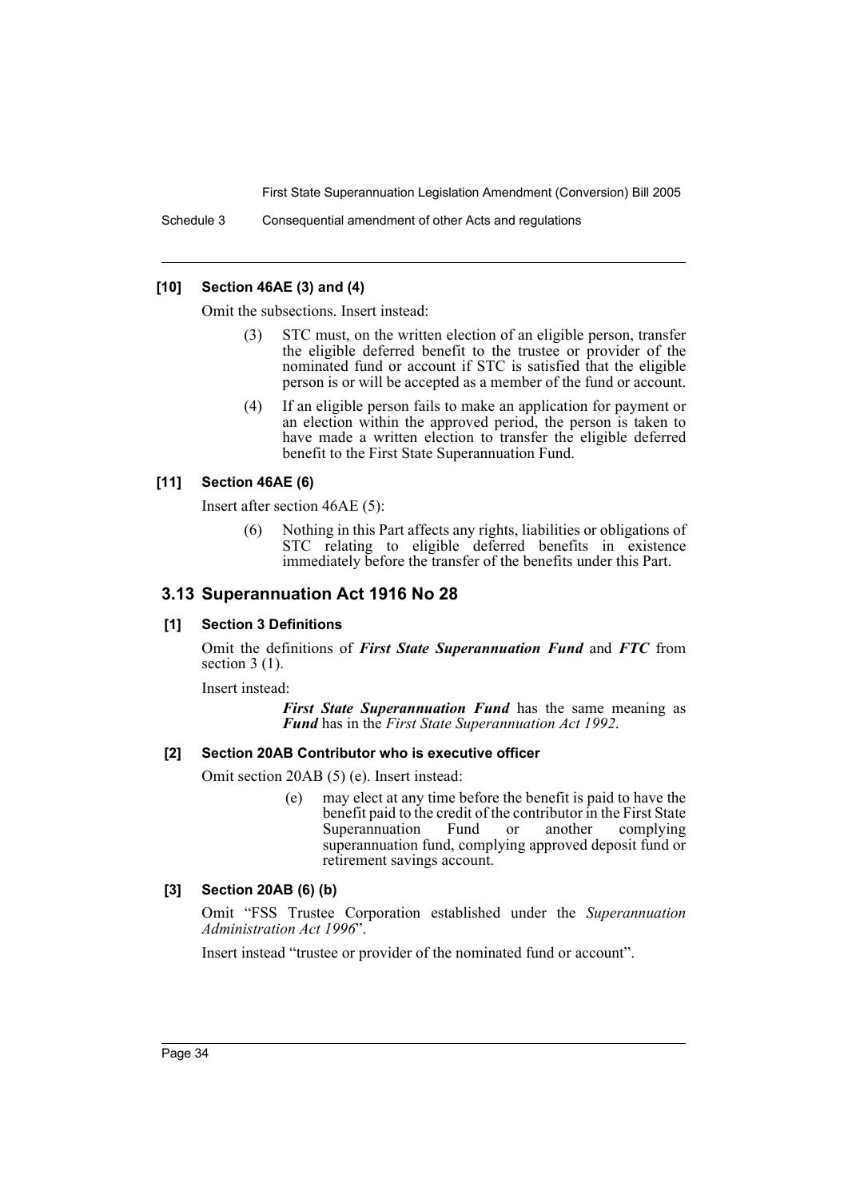#### [10] Section 46AE (3) and (4)

Omit the subsections. Insert instead:

> (3) STC must, on the written election of an eligible person, transfer the eligible deferred benefit to the trustee or provider of the nominated fund or account if STC is satisfied that the eligible person is or will be accepted as a member of the fund or account.
>
> (4) If an eligible person fails to make an application for payment or an election within the approved period, the person is taken to have made a written election to transfer the eligible deferred benefit to the First State Superannuation Fund.

#### [11] Section 46AE (6)

Insert after section 46AE (5):

> (6) Nothing in this Part affects any rights, liabilities or obligations of STC relating to eligible deferred benefits in existence immediately before the transfer of the benefits under this Part.

### 3.13 Superannuation Act 1916 No 28

#### [1] Section 3 Definitions

Omit the definitions of ***First State Superannuation Fund*** and ***FTC*** from section 3 (1).

Insert instead:

> ***First State Superannuation Fund*** has the same meaning as ***Fund*** has in the *First State Superannuation Act 1992*.

#### [2] Section 20AB Contributor who is executive officer

Omit section 20AB (5) (e). Insert instead:

> (e) may elect at any time before the benefit is paid to have the benefit paid to the credit of the contributor in the First State Superannuation Fund or another complying superannuation fund, complying approved deposit fund or retirement savings account.

#### [3] Section 20AB (6) (b)

Omit "FSS Trustee Corporation established under the *Superannuation Administration Act 1996*".

Insert instead "trustee or provider of the nominated fund or account".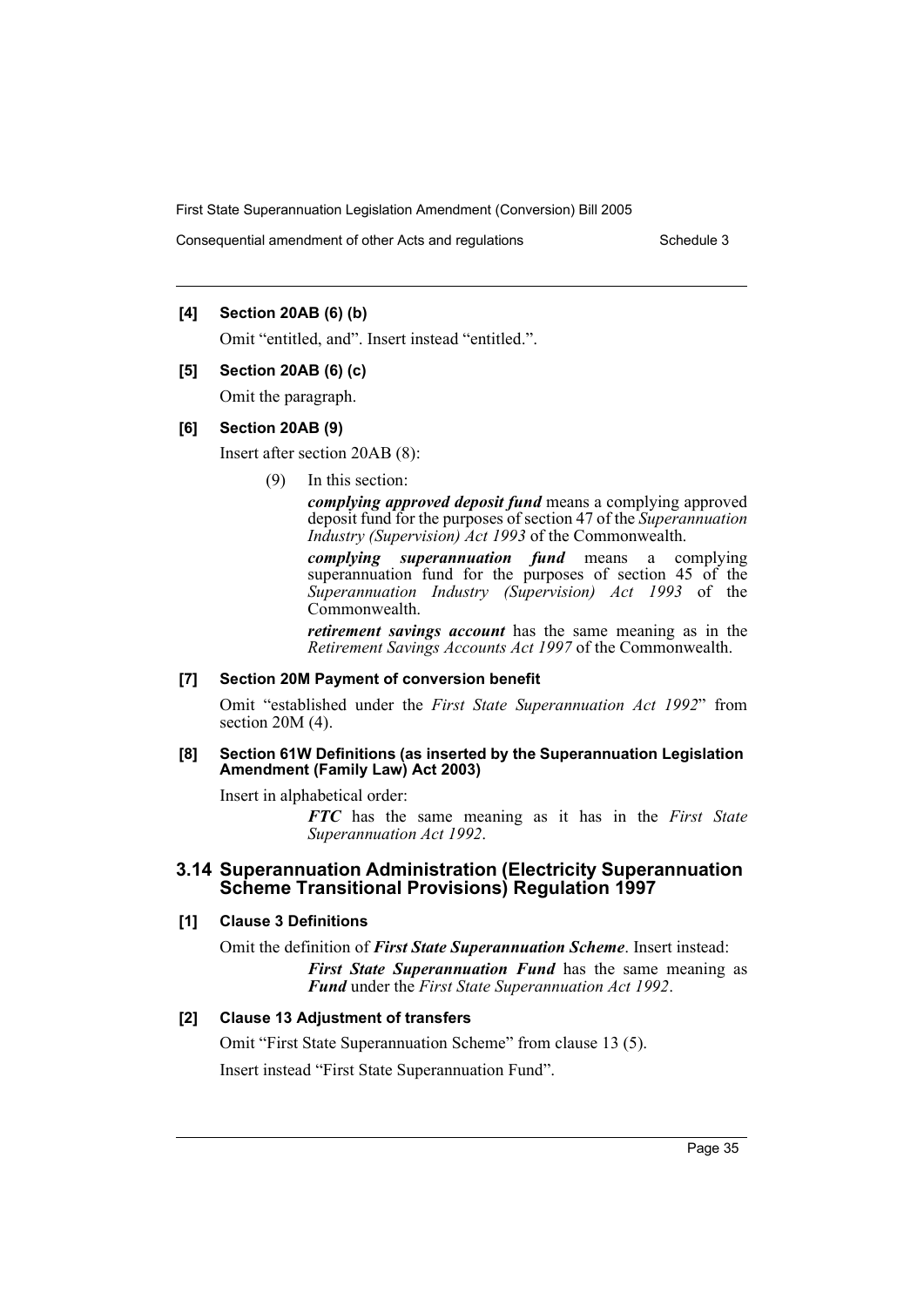**[4] Section 20AB (6) (b)**

Omit "entitled, and". Insert instead "entitled.".

**[5] Section 20AB (6) (c)**

Omit the paragraph.

**[6] Section 20AB (9)**

Insert after section 20AB (8):

> (9) In this section:
>
> ***complying approved deposit fund*** means a complying approved deposit fund for the purposes of section 47 of the *Superannuation Industry (Supervision) Act 1993* of the Commonwealth.
>
> ***complying superannuation fund*** means a complying superannuation fund for the purposes of section 45 of the *Superannuation Industry (Supervision) Act 1993* of the Commonwealth.
>
> ***retirement savings account*** has the same meaning as in the *Retirement Savings Accounts Act 1997* of the Commonwealth.

**[7] Section 20M Payment of conversion benefit**

Omit "established under the *First State Superannuation Act 1992*" from section 20M (4).

**[8] Section 61W Definitions (as inserted by the Superannuation Legislation Amendment (Family Law) Act 2003)**

Insert in alphabetical order:

> ***FTC*** has the same meaning as it has in the *First State Superannuation Act 1992*.

## 3.14 Superannuation Administration (Electricity Superannuation Scheme Transitional Provisions) Regulation 1997

**[1] Clause 3 Definitions**

Omit the definition of ***First State Superannuation Scheme***. Insert instead:

> ***First State Superannuation Fund*** has the same meaning as ***Fund*** under the *First State Superannuation Act 1992*.

**[2] Clause 13 Adjustment of transfers**

Omit "First State Superannuation Scheme" from clause 13 (5).

Insert instead "First State Superannuation Fund".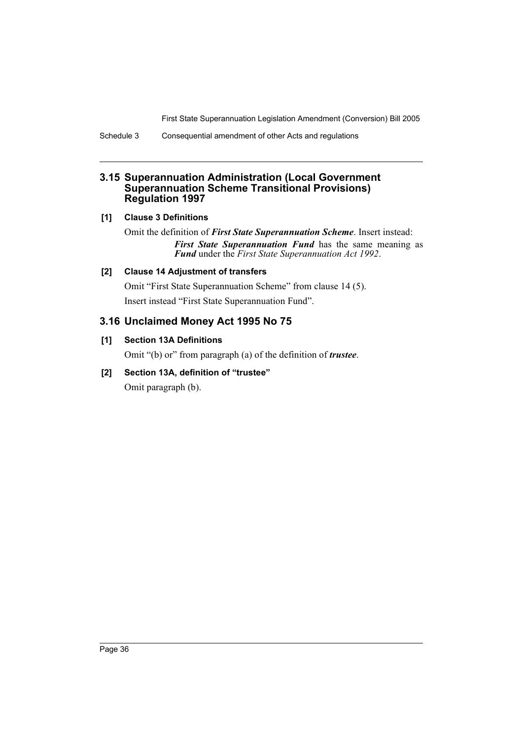## 3.15 Superannuation Administration (Local Government Superannuation Scheme Transitional Provisions) Regulation 1997

### [1] Clause 3 Definitions

Omit the definition of ***First State Superannuation Scheme***. Insert instead:

> ***First State Superannuation Fund*** has the same meaning as ***Fund*** under the *First State Superannuation Act 1992*.

### [2] Clause 14 Adjustment of transfers

Omit "First State Superannuation Scheme" from clause 14 (5).

Insert instead "First State Superannuation Fund".

## 3.16 Unclaimed Money Act 1995 No 75

### [1] Section 13A Definitions

Omit "(b) or" from paragraph (a) of the definition of ***trustee***.

### [2] Section 13A, definition of "trustee"

Omit paragraph (b).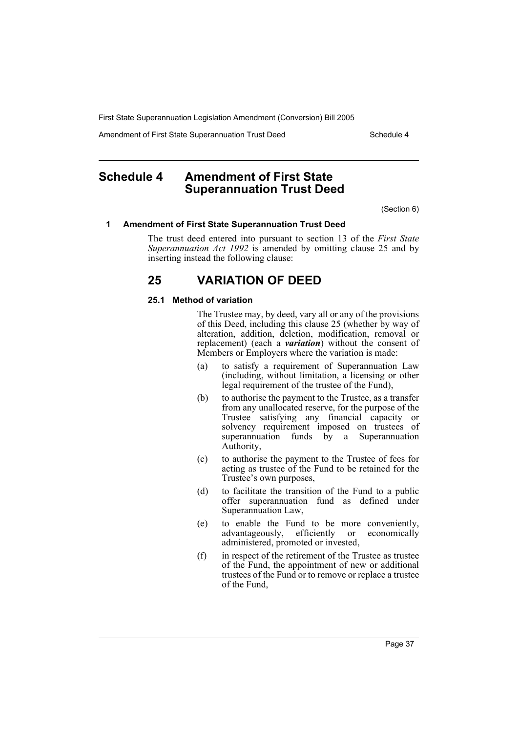# Schedule 4 Amendment of First State Superannuation Trust Deed

(Section 6)

### 1 Amendment of First State Superannuation Trust Deed

The trust deed entered into pursuant to section 13 of the *First State Superannuation Act 1992* is amended by omitting clause 25 and by inserting instead the following clause:

## 25 VARIATION OF DEED

### 25.1 Method of variation

The Trustee may, by deed, vary all or any of the provisions of this Deed, including this clause 25 (whether by way of alteration, addition, deletion, modification, removal or replacement) (each a ***variation***) without the consent of Members or Employers where the variation is made:

(a) to satisfy a requirement of Superannuation Law (including, without limitation, a licensing or other legal requirement of the trustee of the Fund),

(b) to authorise the payment to the Trustee, as a transfer from any unallocated reserve, for the purpose of the Trustee satisfying any financial capacity or solvency requirement imposed on trustees of superannuation funds by a Superannuation Authority,

(c) to authorise the payment to the Trustee of fees for acting as trustee of the Fund to be retained for the Trustee's own purposes,

(d) to facilitate the transition of the Fund to a public offer superannuation fund as defined under Superannuation Law,

(e) to enable the Fund to be more conveniently, advantageously, efficiently or economically administered, promoted or invested,

(f) in respect of the retirement of the Trustee as trustee of the Fund, the appointment of new or additional trustees of the Fund or to remove or replace a trustee of the Fund,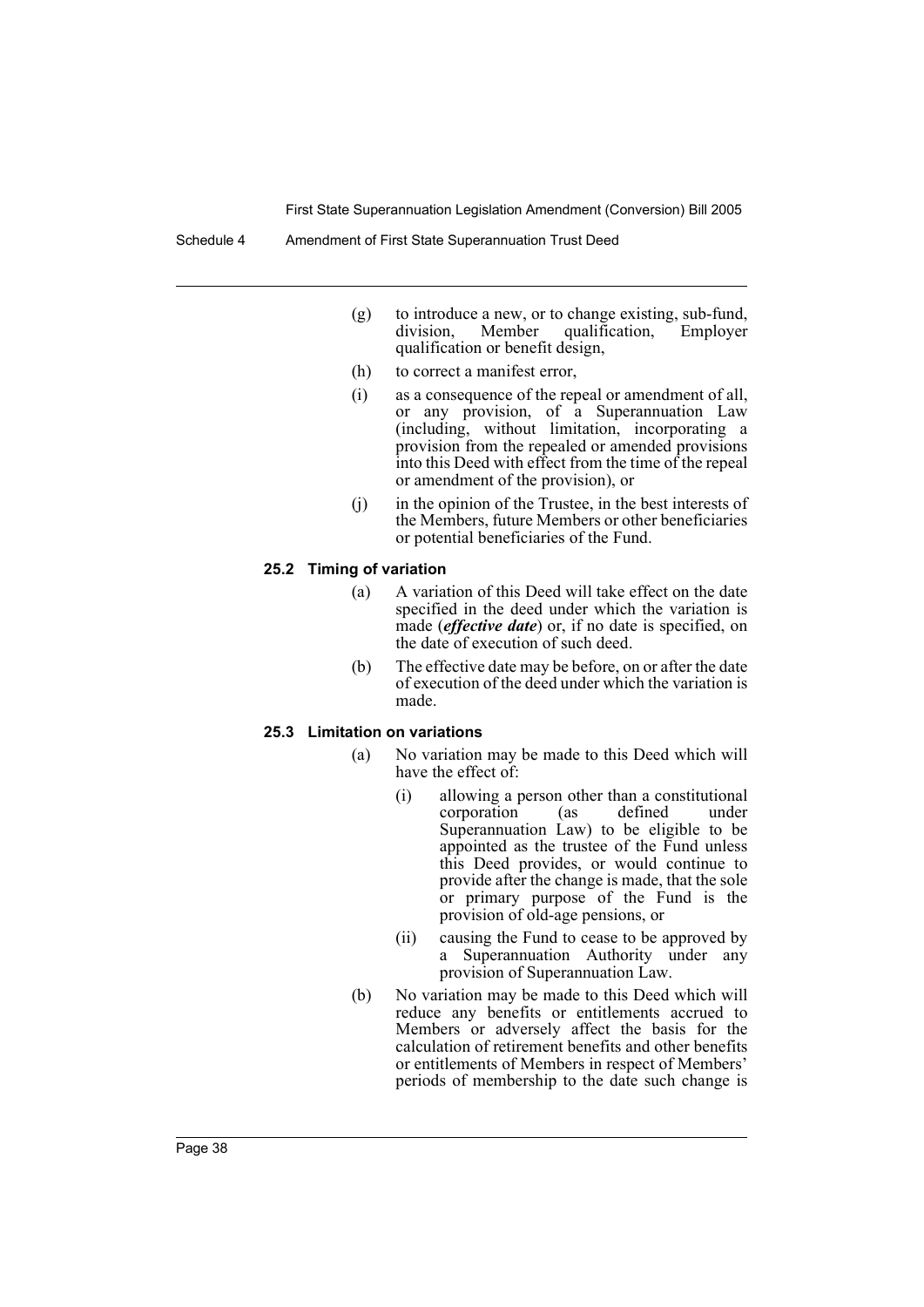(g) to introduce a new, or to change existing, sub-fund, division, Member qualification, Employer qualification or benefit design,

(h) to correct a manifest error,

(i) as a consequence of the repeal or amendment of all, or any provision, of a Superannuation Law (including, without limitation, incorporating a provision from the repealed or amended provisions into this Deed with effect from the time of the repeal or amendment of the provision), or

(j) in the opinion of the Trustee, in the best interests of the Members, future Members or other beneficiaries or potential beneficiaries of the Fund.

**25.2 Timing of variation**

(a) A variation of this Deed will take effect on the date specified in the deed under which the variation is made (***effective date***) or, if no date is specified, on the date of execution of such deed.

(b) The effective date may be before, on or after the date of execution of the deed under which the variation is made.

**25.3 Limitation on variations**

(a) No variation may be made to this Deed which will have the effect of:

(i) allowing a person other than a constitutional corporation (as defined under Superannuation Law) to be eligible to be appointed as the trustee of the Fund unless this Deed provides, or would continue to provide after the change is made, that the sole or primary purpose of the Fund is the provision of old-age pensions, or

(ii) causing the Fund to cease to be approved by a Superannuation Authority under any provision of Superannuation Law.

(b) No variation may be made to this Deed which will reduce any benefits or entitlements accrued to Members or adversely affect the basis for the calculation of retirement benefits and other benefits or entitlements of Members in respect of Members' periods of membership to the date such change is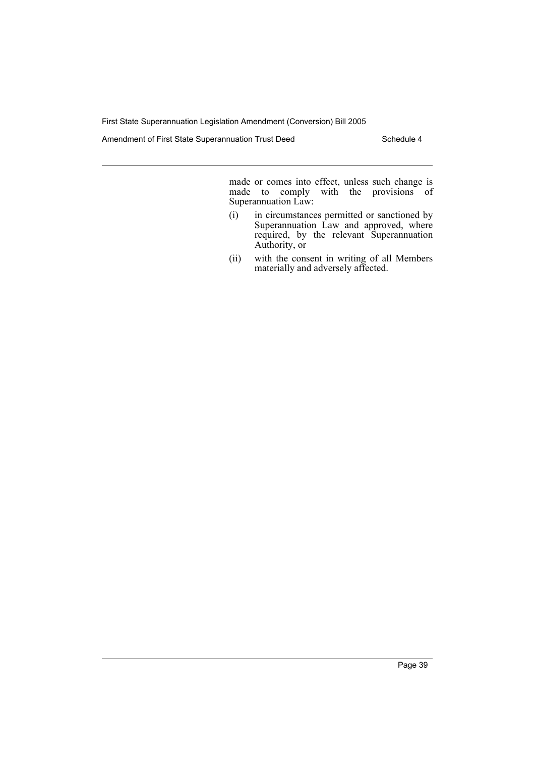made or comes into effect, unless such change is made to comply with the provisions of Superannuation Law:

(i) in circumstances permitted or sanctioned by Superannuation Law and approved, where required, by the relevant Superannuation Authority, or

(ii) with the consent in writing of all Members materially and adversely affected.